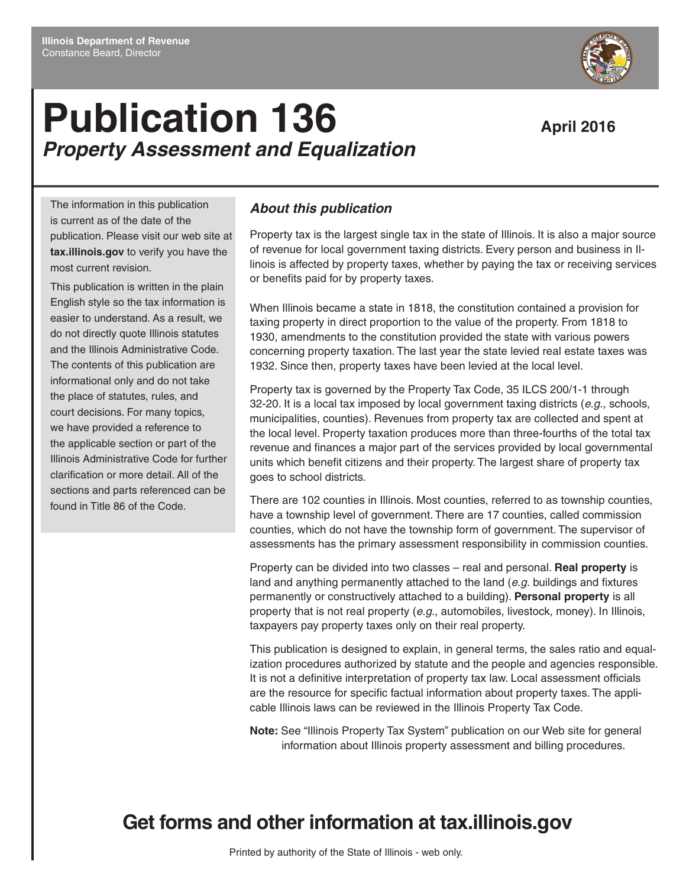Illinois Department of Revenue
Constance Beard, Director

# Publication 136
## *Property Assessment and Equalization*

**April 2016**

The information in this publication is current as of the date of the publication. Please visit our web site at **tax.illinois.gov** to verify you have the most current revision.

This publication is written in the plain English style so the tax information is easier to understand. As a result, we do not directly quote Illinois statutes and the Illinois Administrative Code. The contents of this publication are informational only and do not take the place of statutes, rules, and court decisions. For many topics, we have provided a reference to the applicable section or part of the Illinois Administrative Code for further clarification or more detail. All of the sections and parts referenced can be found in Title 86 of the Code.

### *About this publication*

Property tax is the largest single tax in the state of Illinois. It is also a major source of revenue for local government taxing districts. Every person and business in Illinois is affected by property taxes, whether by paying the tax or receiving services or benefits paid for by property taxes.

When Illinois became a state in 1818, the constitution contained a provision for taxing property in direct proportion to the value of the property. From 1818 to 1930, amendments to the constitution provided the state with various powers concerning property taxation. The last year the state levied real estate taxes was 1932. Since then, property taxes have been levied at the local level.

Property tax is governed by the Property Tax Code, 35 ILCS 200/1-1 through 32-20. It is a local tax imposed by local government taxing districts (*e.g.,* schools, municipalities, counties). Revenues from property tax are collected and spent at the local level. Property taxation produces more than three-fourths of the total tax revenue and finances a major part of the services provided by local governmental units which benefit citizens and their property. The largest share of property tax goes to school districts.

There are 102 counties in Illinois. Most counties, referred to as township counties, have a township level of government. There are 17 counties, called commission counties, which do not have the township form of government. The supervisor of assessments has the primary assessment responsibility in commission counties.

Property can be divided into two classes – real and personal. **Real property** is land and anything permanently attached to the land (*e.g.* buildings and fixtures permanently or constructively attached to a building). **Personal property** is all property that is not real property (*e.g.,* automobiles, livestock, money). In Illinois, taxpayers pay property taxes only on their real property.

This publication is designed to explain, in general terms, the sales ratio and equalization procedures authorized by statute and the people and agencies responsible. It is not a definitive interpretation of property tax law. Local assessment officials are the resource for specific factual information about property taxes. The applicable Illinois laws can be reviewed in the Illinois Property Tax Code.

**Note:** See "Illinois Property Tax System" publication on our Web site for general information about Illinois property assessment and billing procedures.

## Get forms and other information at tax.illinois.gov

Printed by authority of the State of Illinois - web only.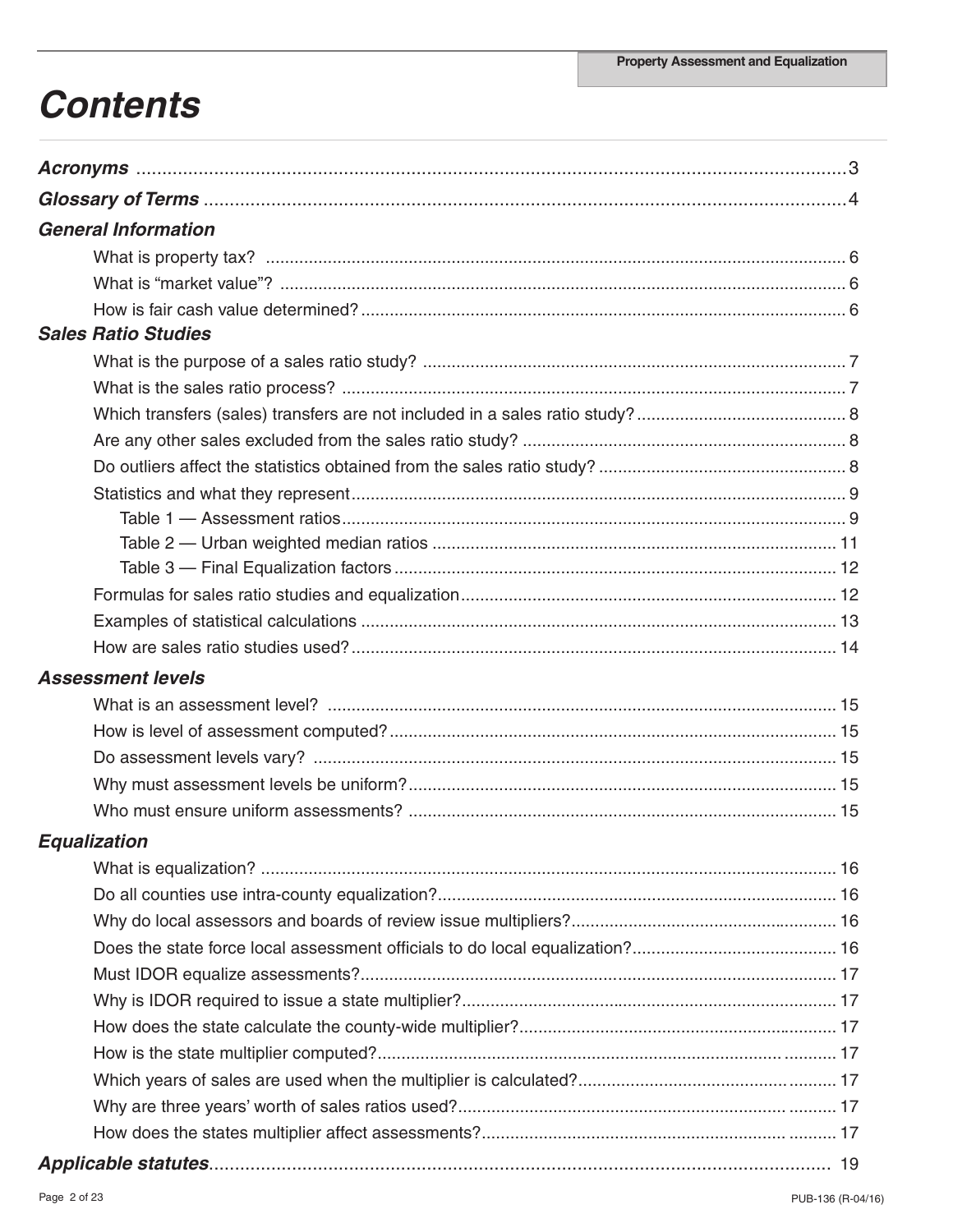# Contents

***Acronyms*** ........................................................................................................................................3

***Glossary of Terms*** ..........................................................................................................................4

***General Information***

- What is property tax? ....................................................................................................................... 6
- What is “market value”? .................................................................................................................... 6
- How is fair cash value determined? .................................................................................................. 6

***Sales Ratio Studies***

- What is the purpose of a sales ratio study? ...................................................................................... 7
- What is the sales ratio process? ....................................................................................................... 7
- Which transfers (sales) transfers are not included in a sales ratio study? ........................................ 8
- Are any other sales excluded from the sales ratio study? ................................................................. 8
- Do outliers affect the statistics obtained from the sales ratio study? ................................................ 8
- Statistics and what they represent .................................................................................................... 9
  - Table 1 — Assessment ratios ...................................................................................................... 9
  - Table 2 — Urban weighted median ratios .................................................................................. 11
  - Table 3 — Final Equalization factors ......................................................................................... 12
- Formulas for sales ratio studies and equalization ............................................................................ 12
- Examples of statistical calculations ................................................................................................. 13
- How are sales ratio studies used? ................................................................................................... 14

***Assessment levels***

- What is an assessment level? ........................................................................................................ 15
- How is level of assessment computed? ........................................................................................... 15
- Do assessment levels vary? ........................................................................................................... 15
- Why must assessment levels be uniform? ....................................................................................... 15
- Who must ensure uniform assessments? ....................................................................................... 15

***Equalization***

- What is equalization? ...................................................................................................................... 16
- Do all counties use intra-county equalization? ................................................................................. 16
- Why do local assessors and boards of review issue multipliers? ..................................................... 16
- Does the state force local assessment officials to do local equalization? ......................................... 16
- Must IDOR equalize assessments? ................................................................................................. 17
- Why is IDOR required to issue a state multiplier? ............................................................................ 17
- How does the state calculate the county-wide multiplier? ................................................................ 17
- How is the state multiplier computed? ............................................................................................. 17
- Which years of sales are used when the multiplier is calculated? .................................................... 17
- Why are three years’ worth of sales ratios used? .............................................................................. 17
- How does the states multiplier affect assessments? ........................................................................ 17

***Applicable statutes***....................................................................................................................... 19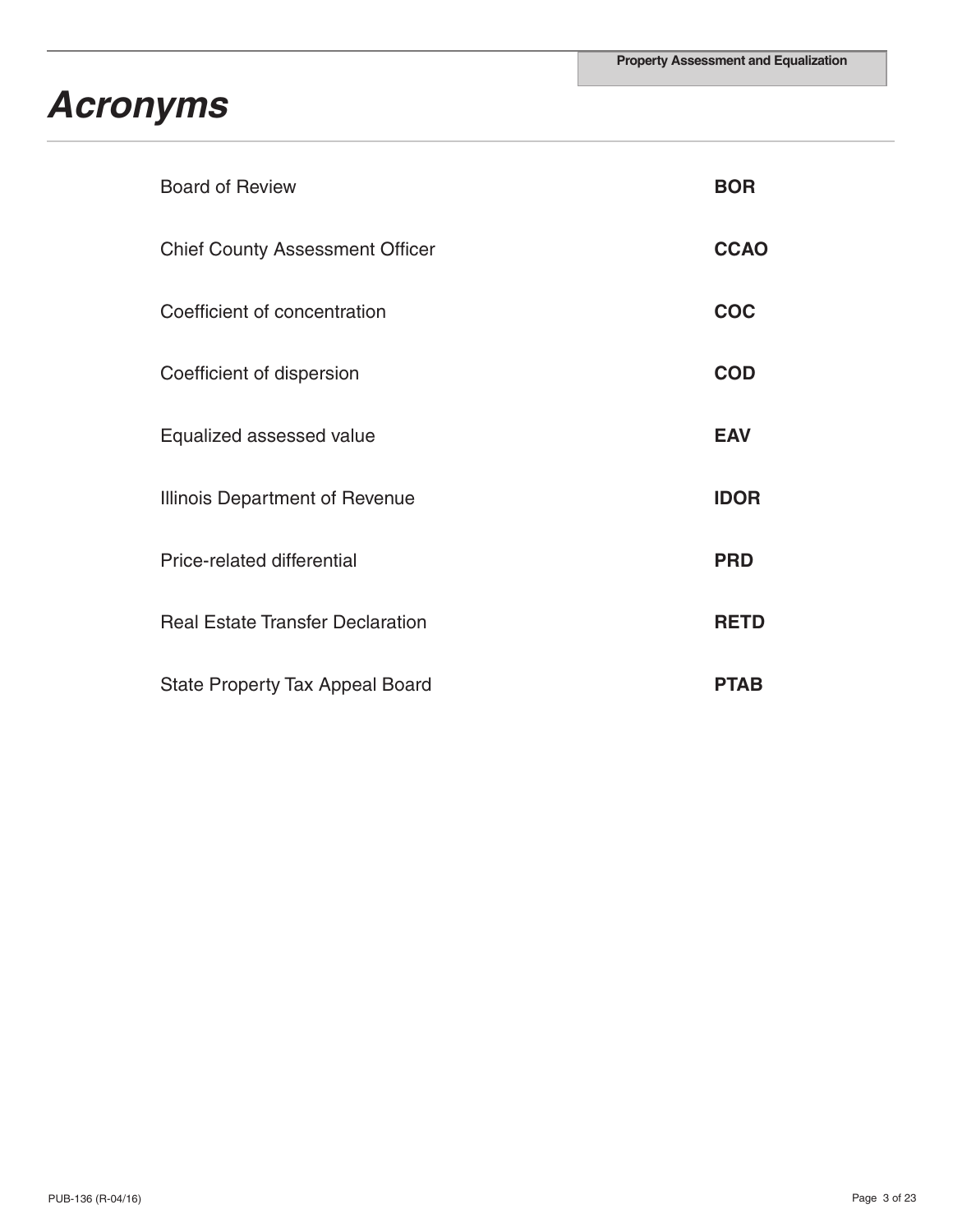# Acronyms

| | |
|---|---|
| Board of Review | **BOR** |
| Chief County Assessment Officer | **CCAO** |
| Coefficient of concentration | **COC** |
| Coefficient of dispersion | **COD** |
| Equalized assessed value | **EAV** |
| Illinois Department of Revenue | **IDOR** |
| Price-related differential | **PRD** |
| Real Estate Transfer Declaration | **RETD** |
| State Property Tax Appeal Board | **PTAB** |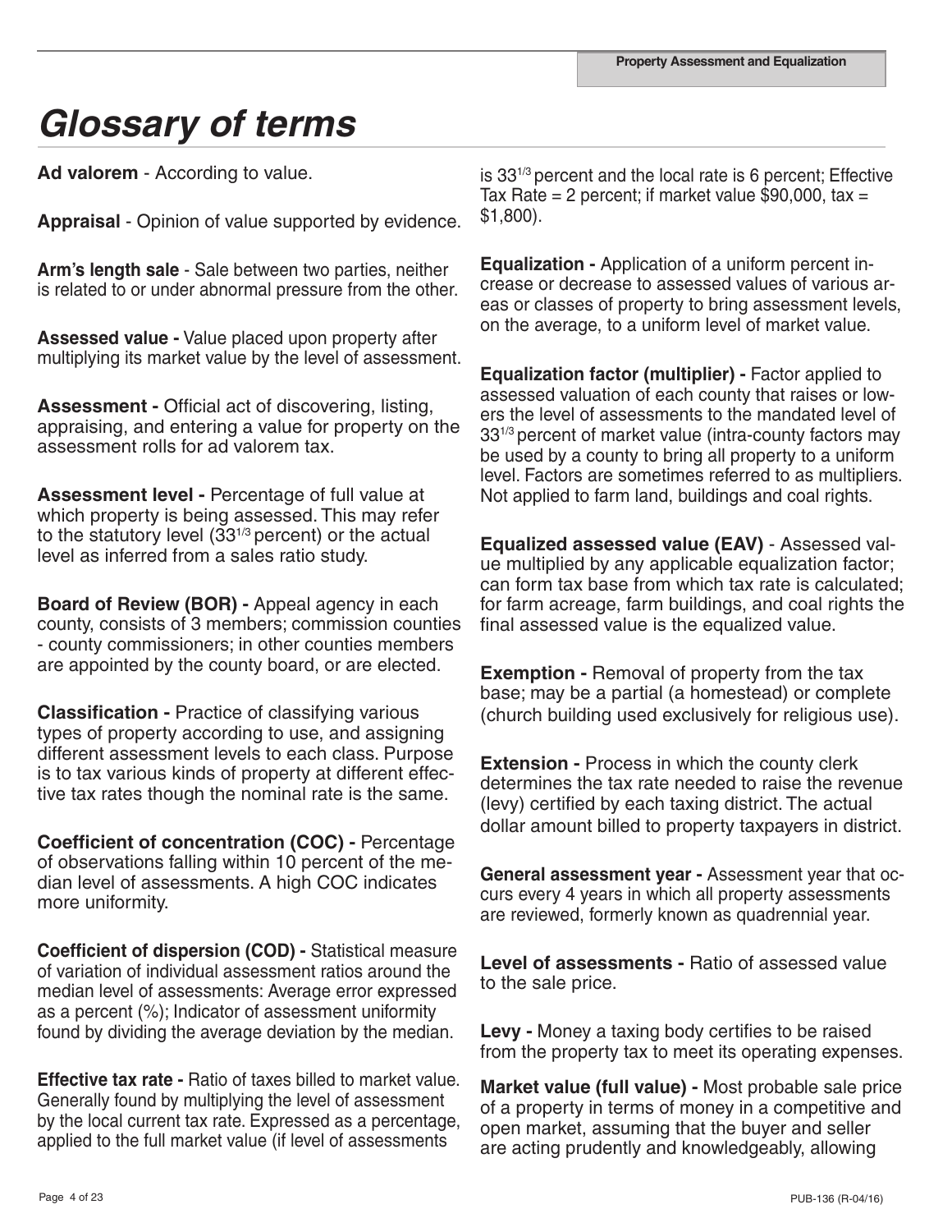# Glossary of terms

**Ad valorem** - According to value.

**Appraisal** - Opinion of value supported by evidence.

**Arm's length sale** - Sale between two parties, neither is related to or under abnormal pressure from the other.

**Assessed value -** Value placed upon property after multiplying its market value by the level of assessment.

**Assessment -** Official act of discovering, listing, appraising, and entering a value for property on the assessment rolls for ad valorem tax.

**Assessment level -** Percentage of full value at which property is being assessed. This may refer to the statutory level ($33^{1/3}$ percent) or the actual level as inferred from a sales ratio study.

**Board of Review (BOR) -** Appeal agency in each county, consists of 3 members; commission counties - county commissioners; in other counties members are appointed by the county board, or are elected.

**Classification -** Practice of classifying various types of property according to use, and assigning different assessment levels to each class. Purpose is to tax various kinds of property at different effective tax rates though the nominal rate is the same.

**Coefficient of concentration (COC) -** Percentage of observations falling within 10 percent of the median level of assessments. A high COC indicates more uniformity.

**Coefficient of dispersion (COD) -** Statistical measure of variation of individual assessment ratios around the median level of assessments: Average error expressed as a percent (%); Indicator of assessment uniformity found by dividing the average deviation by the median.

**Effective tax rate -** Ratio of taxes billed to market value. Generally found by multiplying the level of assessment by the local current tax rate. Expressed as a percentage, applied to the full market value (if level of assessments is $33^{1/3}$ percent and the local rate is 6 percent; Effective Tax Rate = 2 percent; if market value $90,000, tax = $1,800).

**Equalization -** Application of a uniform percent increase or decrease to assessed values of various areas or classes of property to bring assessment levels, on the average, to a uniform level of market value.

**Equalization factor (multiplier) -** Factor applied to assessed valuation of each county that raises or lowers the level of assessments to the mandated level of $33^{1/3}$ percent of market value (intra-county factors may be used by a county to bring all property to a uniform level. Factors are sometimes referred to as multipliers. Not applied to farm land, buildings and coal rights.

**Equalized assessed value (EAV)** - Assessed value multiplied by any applicable equalization factor; can form tax base from which tax rate is calculated; for farm acreage, farm buildings, and coal rights the final assessed value is the equalized value.

**Exemption -** Removal of property from the tax base; may be a partial (a homestead) or complete (church building used exclusively for religious use).

**Extension -** Process in which the county clerk determines the tax rate needed to raise the revenue (levy) certified by each taxing district. The actual dollar amount billed to property taxpayers in district.

**General assessment year -** Assessment year that occurs every 4 years in which all property assessments are reviewed, formerly known as quadrennial year.

**Level of assessments -** Ratio of assessed value to the sale price.

**Levy -** Money a taxing body certifies to be raised from the property tax to meet its operating expenses.

**Market value (full value) -** Most probable sale price of a property in terms of money in a competitive and open market, assuming that the buyer and seller are acting prudently and knowledgeably, allowing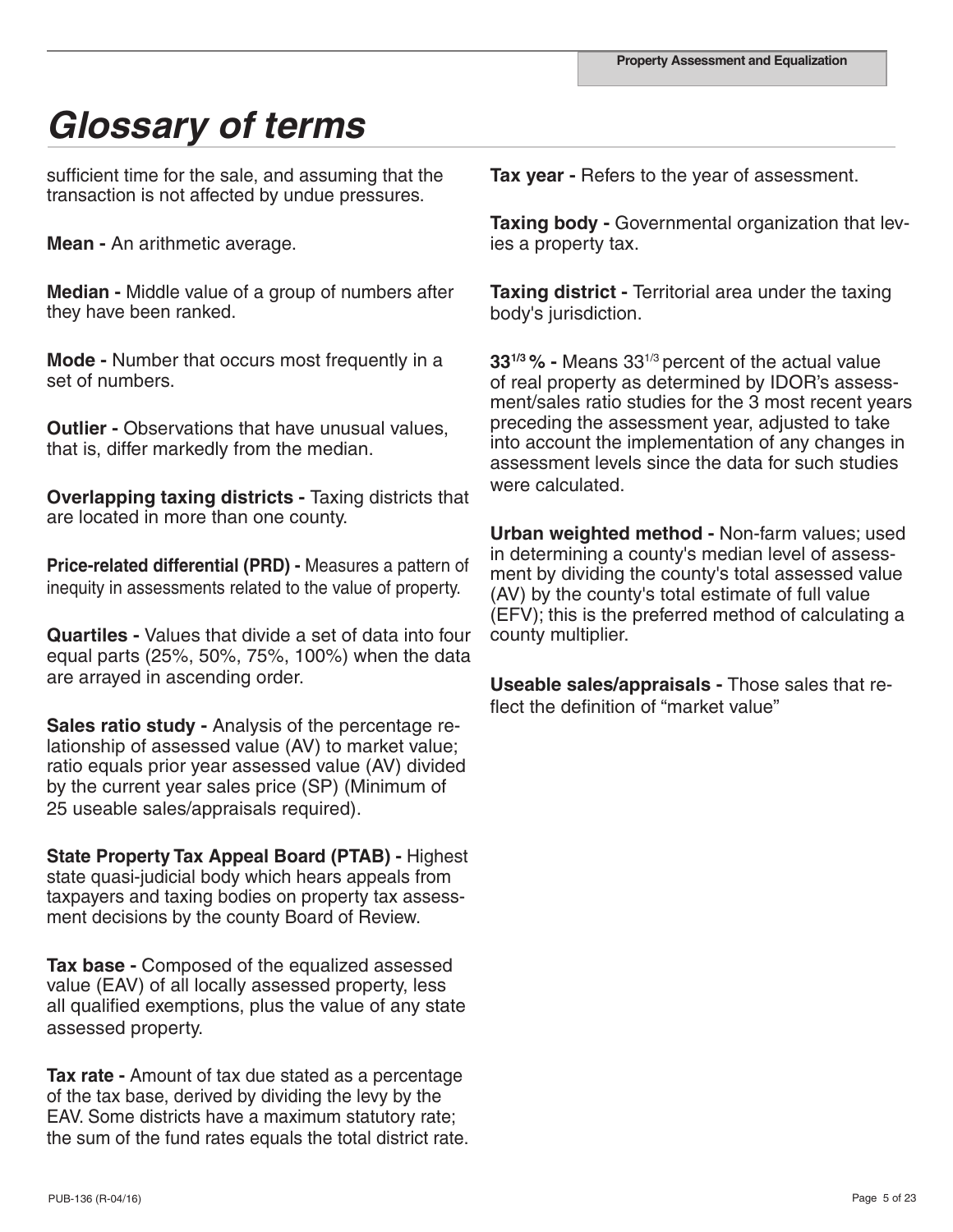# Glossary of terms

sufficient time for the sale, and assuming that the transaction is not affected by undue pressures.

**Mean -** An arithmetic average.

**Median -** Middle value of a group of numbers after they have been ranked.

**Mode -** Number that occurs most frequently in a set of numbers.

**Outlier -** Observations that have unusual values, that is, differ markedly from the median.

**Overlapping taxing districts -** Taxing districts that are located in more than one county.

**Price-related differential (PRD) -** Measures a pattern of inequity in assessments related to the value of property.

**Quartiles -** Values that divide a set of data into four equal parts (25%, 50%, 75%, 100%) when the data are arrayed in ascending order.

**Sales ratio study -** Analysis of the percentage relationship of assessed value (AV) to market value; ratio equals prior year assessed value (AV) divided by the current year sales price (SP) (Minimum of 25 useable sales/appraisals required).

**State Property Tax Appeal Board (PTAB) -** Highest state quasi-judicial body which hears appeals from taxpayers and taxing bodies on property tax assessment decisions by the county Board of Review.

**Tax base -** Composed of the equalized assessed value (EAV) of all locally assessed property, less all qualified exemptions, plus the value of any state assessed property.

**Tax rate -** Amount of tax due stated as a percentage of the tax base, derived by dividing the levy by the EAV. Some districts have a maximum statutory rate; the sum of the fund rates equals the total district rate.

**Tax year -** Refers to the year of assessment.

**Taxing body -** Governmental organization that levies a property tax.

**Taxing district -** Territorial area under the taxing body's jurisdiction.

**$33^{1/3}$ % -** Means $33^{1/3}$ percent of the actual value of real property as determined by IDOR's assessment/sales ratio studies for the 3 most recent years preceding the assessment year, adjusted to take into account the implementation of any changes in assessment levels since the data for such studies were calculated.

**Urban weighted method -** Non-farm values; used in determining a county's median level of assessment by dividing the county's total assessed value (AV) by the county's total estimate of full value (EFV); this is the preferred method of calculating a county multiplier.

**Useable sales/appraisals -** Those sales that reflect the definition of "market value"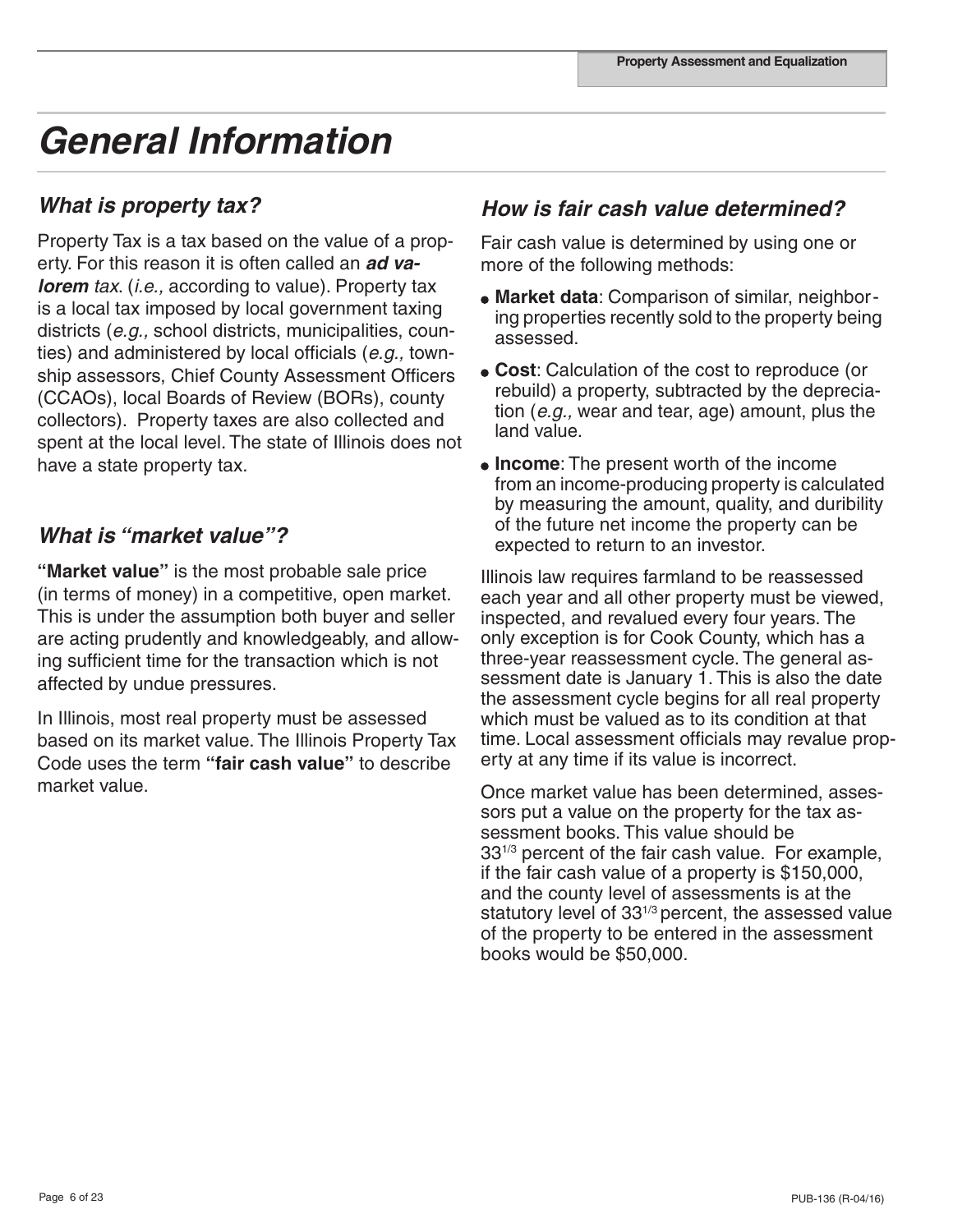# General Information

## What is property tax?

Property Tax is a tax based on the value of a property. For this reason it is often called an ***ad valorem*** *tax*. (*i.e.,* according to value). Property tax is a local tax imposed by local government taxing districts (*e.g.,* school districts, municipalities, counties) and administered by local officials (*e.g.,* township assessors, Chief County Assessment Officers (CCAOs), local Boards of Review (BORs), county collectors). Property taxes are also collected and spent at the local level. The state of Illinois does not have a state property tax.

## What is "market value"?

**"Market value"** is the most probable sale price (in terms of money) in a competitive, open market. This is under the assumption both buyer and seller are acting prudently and knowledgeably, and allowing sufficient time for the transaction which is not affected by undue pressures.

In Illinois, most real property must be assessed based on its market value. The Illinois Property Tax Code uses the term **"fair cash value"** to describe market value.

## How is fair cash value determined?

Fair cash value is determined by using one or more of the following methods:

- **Market data**: Comparison of similar, neighboring properties recently sold to the property being assessed.
- **Cost**: Calculation of the cost to reproduce (or rebuild) a property, subtracted by the depreciation (*e.g.,* wear and tear, age) amount, plus the land value.
- **Income**: The present worth of the income from an income-producing property is calculated by measuring the amount, quality, and duribility of the future net income the property can be expected to return to an investor.

Illinois law requires farmland to be reassessed each year and all other property must be viewed, inspected, and revalued every four years. The only exception is for Cook County, which has a three-year reassessment cycle. The general assessment date is January 1. This is also the date the assessment cycle begins for all real property which must be valued as to its condition at that time. Local assessment officials may revalue property at any time if its value is incorrect.

Once market value has been determined, assessors put a value on the property for the tax assessment books. This value should be $33^{1/3}$ percent of the fair cash value. For example, if the fair cash value of a property is $150,000, and the county level of assessments is at the statutory level of $33^{1/3}$ percent, the assessed value of the property to be entered in the assessment books would be $50,000.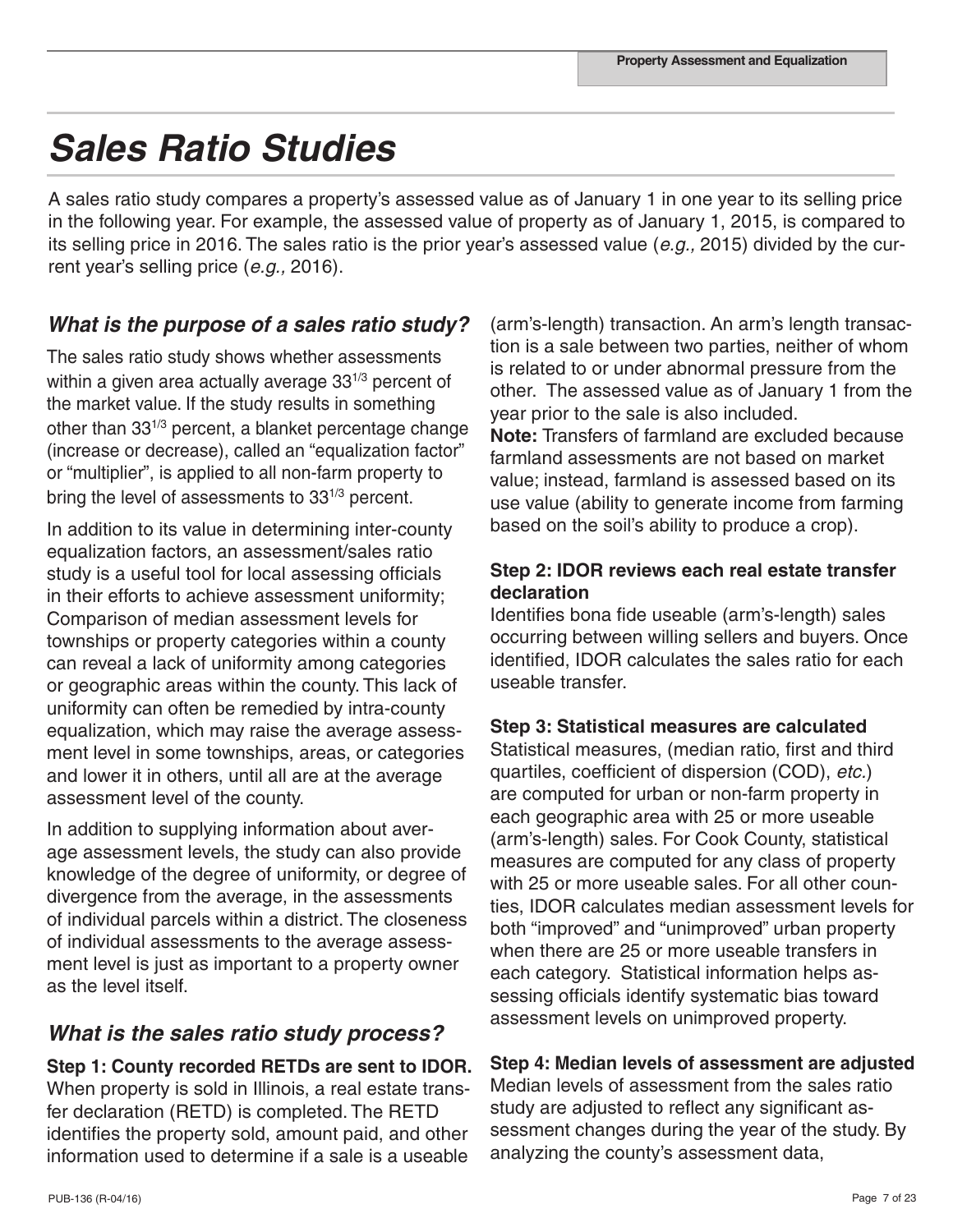# Sales Ratio Studies

A sales ratio study compares a property's assessed value as of January 1 in one year to its selling price in the following year. For example, the assessed value of property as of January 1, 2015, is compared to its selling price in 2016. The sales ratio is the prior year's assessed value (*e.g.,* 2015) divided by the current year's selling price (*e.g.,* 2016).

## *What is the purpose of a sales ratio study?*

The sales ratio study shows whether assessments within a given area actually average $33^{1/3}$ percent of the market value. If the study results in something other than $33^{1/3}$ percent, a blanket percentage change (increase or decrease), called an "equalization factor" or "multiplier", is applied to all non-farm property to bring the level of assessments to $33^{1/3}$ percent.

In addition to its value in determining inter-county equalization factors, an assessment/sales ratio study is a useful tool for local assessing officials in their efforts to achieve assessment uniformity; Comparison of median assessment levels for townships or property categories within a county can reveal a lack of uniformity among categories or geographic areas within the county. This lack of uniformity can often be remedied by intra-county equalization, which may raise the average assessment level in some townships, areas, or categories and lower it in others, until all are at the average assessment level of the county.

In addition to supplying information about average assessment levels, the study can also provide knowledge of the degree of uniformity, or degree of divergence from the average, in the assessments of individual parcels within a district. The closeness of individual assessments to the average assessment level is just as important to a property owner as the level itself.

## *What is the sales ratio study process?*

**Step 1: County recorded RETDs are sent to IDOR.**
When property is sold in Illinois, a real estate transfer declaration (RETD) is completed. The RETD identifies the property sold, amount paid, and other information used to determine if a sale is a useable (arm's-length) transaction. An arm's length transaction is a sale between two parties, neither of whom is related to or under abnormal pressure from the other. The assessed value as of January 1 from the year prior to the sale is also included.
**Note:** Transfers of farmland are excluded because farmland assessments are not based on market value; instead, farmland is assessed based on its use value (ability to generate income from farming based on the soil's ability to produce a crop).

**Step 2: IDOR reviews each real estate transfer declaration**
Identifies bona fide useable (arm's-length) sales occurring between willing sellers and buyers. Once identified, IDOR calculates the sales ratio for each useable transfer.

**Step 3: Statistical measures are calculated**
Statistical measures, (median ratio, first and third quartiles, coefficient of dispersion (COD), *etc.*) are computed for urban or non-farm property in each geographic area with 25 or more useable (arm's-length) sales. For Cook County, statistical measures are computed for any class of property with 25 or more useable sales. For all other counties, IDOR calculates median assessment levels for both "improved" and "unimproved" urban property when there are 25 or more useable transfers in each category. Statistical information helps assessing officials identify systematic bias toward assessment levels on unimproved property.

**Step 4: Median levels of assessment are adjusted**
Median levels of assessment from the sales ratio study are adjusted to reflect any significant assessment changes during the year of the study. By analyzing the county's assessment data,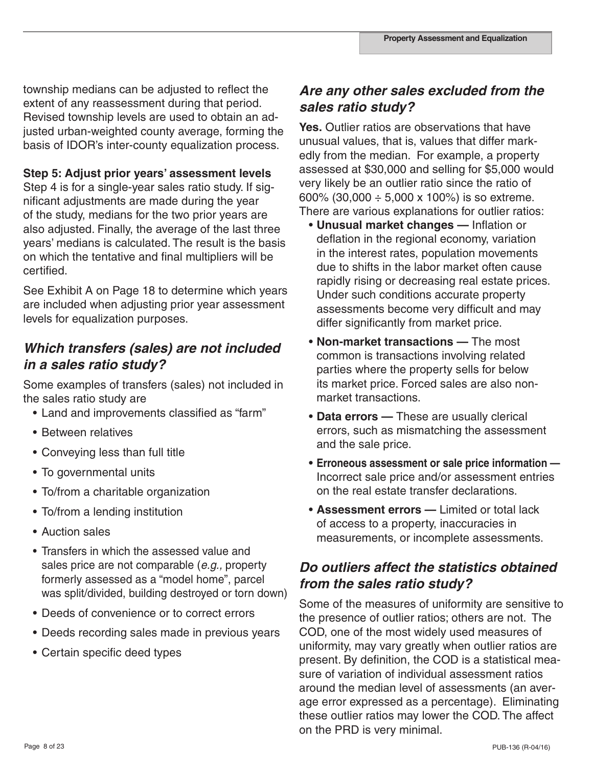township medians can be adjusted to reflect the extent of any reassessment during that period. Revised township levels are used to obtain an adjusted urban-weighted county average, forming the basis of IDOR's inter-county equalization process.

**Step 5: Adjust prior years' assessment levels**
Step 4 is for a single-year sales ratio study. If significant adjustments are made during the year of the study, medians for the two prior years are also adjusted. Finally, the average of the last three years' medians is calculated. The result is the basis on which the tentative and final multipliers will be certified.

See Exhibit A on Page 18 to determine which years are included when adjusting prior year assessment levels for equalization purposes.

## *Which transfers (sales) are not included in a sales ratio study?*

Some examples of transfers (sales) not included in the sales ratio study are

- Land and improvements classified as "farm"
- Between relatives
- Conveying less than full title
- To governmental units
- To/from a charitable organization
- To/from a lending institution
- Auction sales
- Transfers in which the assessed value and sales price are not comparable (*e.g.,* property formerly assessed as a "model home", parcel was split/divided, building destroyed or torn down)
- Deeds of convenience or to correct errors
- Deeds recording sales made in previous years
- Certain specific deed types

## *Are any other sales excluded from the sales ratio study?*

**Yes.** Outlier ratios are observations that have unusual values, that is, values that differ markedly from the median. For example, a property assessed at \$30,000 and selling for \$5,000 would very likely be an outlier ratio since the ratio of 600% (30,000 ÷ 5,000 x 100%) is so extreme. There are various explanations for outlier ratios:

- **Unusual market changes —** Inflation or deflation in the regional economy, variation in the interest rates, population movements due to shifts in the labor market often cause rapidly rising or decreasing real estate prices. Under such conditions accurate property assessments become very difficult and may differ significantly from market price.
- **Non-market transactions —** The most common is transactions involving related parties where the property sells for below its market price. Forced sales are also non-market transactions.
- **Data errors —** These are usually clerical errors, such as mismatching the assessment and the sale price.
- **Erroneous assessment or sale price information —** Incorrect sale price and/or assessment entries on the real estate transfer declarations.
- **Assessment errors —** Limited or total lack of access to a property, inaccuracies in measurements, or incomplete assessments.

## *Do outliers affect the statistics obtained from the sales ratio study?*

Some of the measures of uniformity are sensitive to the presence of outlier ratios; others are not. The COD, one of the most widely used measures of uniformity, may vary greatly when outlier ratios are present. By definition, the COD is a statistical measure of variation of individual assessment ratios around the median level of assessments (an average error expressed as a percentage). Eliminating these outlier ratios may lower the COD. The affect on the PRD is very minimal.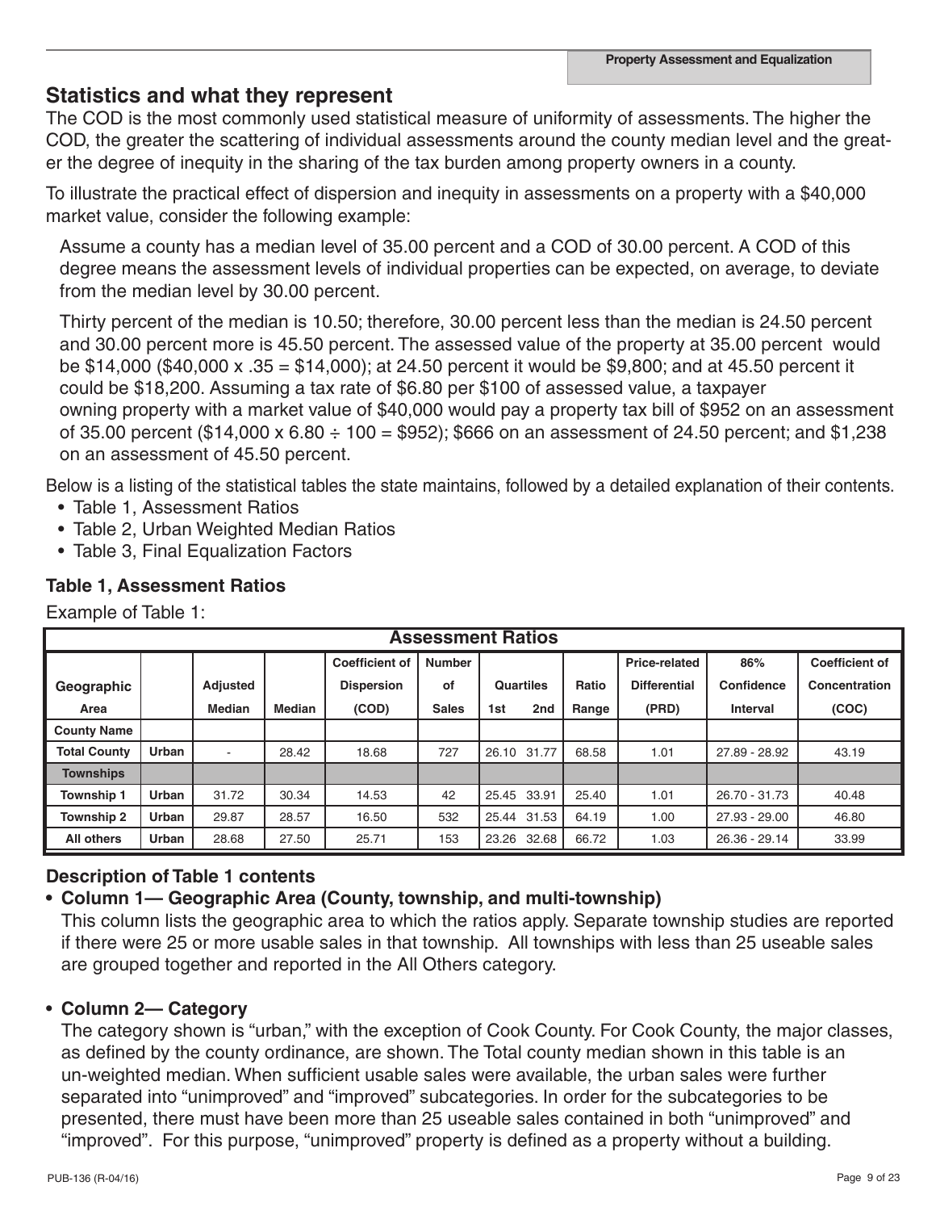## Statistics and what they represent

The COD is the most commonly used statistical measure of uniformity of assessments. The higher the COD, the greater the scattering of individual assessments around the county median level and the greater the degree of inequity in the sharing of the tax burden among property owners in a county.

To illustrate the practical effect of dispersion and inequity in assessments on a property with a $40,000 market value, consider the following example:

> Assume a county has a median level of 35.00 percent and a COD of 30.00 percent. A COD of this degree means the assessment levels of individual properties can be expected, on average, to deviate from the median level by 30.00 percent.
>
> Thirty percent of the median is 10.50; therefore, 30.00 percent less than the median is 24.50 percent and 30.00 percent more is 45.50 percent. The assessed value of the property at 35.00 percent would be $14,000 ($40,000 x .35 = $14,000); at 24.50 percent it would be $9,800; and at 45.50 percent it could be $18,200. Assuming a tax rate of $6.80 per $100 of assessed value, a taxpayer owning property with a market value of $40,000 would pay a property tax bill of $952 on an assessment of 35.00 percent ($14,000 x 6.80 ÷ 100 = $952); $666 on an assessment of 24.50 percent; and $1,238 on an assessment of 45.50 percent.

Below is a listing of the statistical tables the state maintains, followed by a detailed explanation of their contents.

- Table 1, Assessment Ratios
- Table 2, Urban Weighted Median Ratios
- Table 3, Final Equalization Factors

### Table 1, Assessment Ratios

Example of Table 1:

| Assessment Ratios | | | | | | | | | | | |
|---|---|---|---|---|---|---|---|---|---|---|---|
| Geographic Area | | Adjusted Median | Median | Coefficient of Dispersion (COD) | Number of Sales | Quartiles 1st | Quartiles 2nd | Ratio Range | Price-related Differential (PRD) | 86% Confidence Interval | Coefficient of Concentration (COC) |
| County Name | | | | | | | | | | | |
| Total County | Urban | - | 28.42 | 18.68 | 727 | 26.10 | 31.77 | 68.58 | 1.01 | 27.89 - 28.92 | 43.19 |
| Townships | | | | | | | | | | | |
| Township 1 | Urban | 31.72 | 30.34 | 14.53 | 42 | 25.45 | 33.91 | 25.40 | 1.01 | 26.70 - 31.73 | 40.48 |
| Township 2 | Urban | 29.87 | 28.57 | 16.50 | 532 | 25.44 | 31.53 | 64.19 | 1.00 | 27.93 - 29.00 | 46.80 |
| All others | Urban | 28.68 | 27.50 | 25.71 | 153 | 23.26 | 32.68 | 66.72 | 1.03 | 26.36 - 29.14 | 33.99 |

#### Description of Table 1 contents

- **Column 1— Geographic Area (County, township, and multi-township)**
  This column lists the geographic area to which the ratios apply. Separate township studies are reported if there were 25 or more usable sales in that township. All townships with less than 25 useable sales are grouped together and reported in the All Others category.

- **Column 2— Category**
  The category shown is "urban," with the exception of Cook County. For Cook County, the major classes, as defined by the county ordinance, are shown. The Total county median shown in this table is an un-weighted median. When sufficient usable sales were available, the urban sales were further separated into "unimproved" and "improved" subcategories. In order for the subcategories to be presented, there must have been more than 25 useable sales contained in both "unimproved" and "improved". For this purpose, "unimproved" property is defined as a property without a building.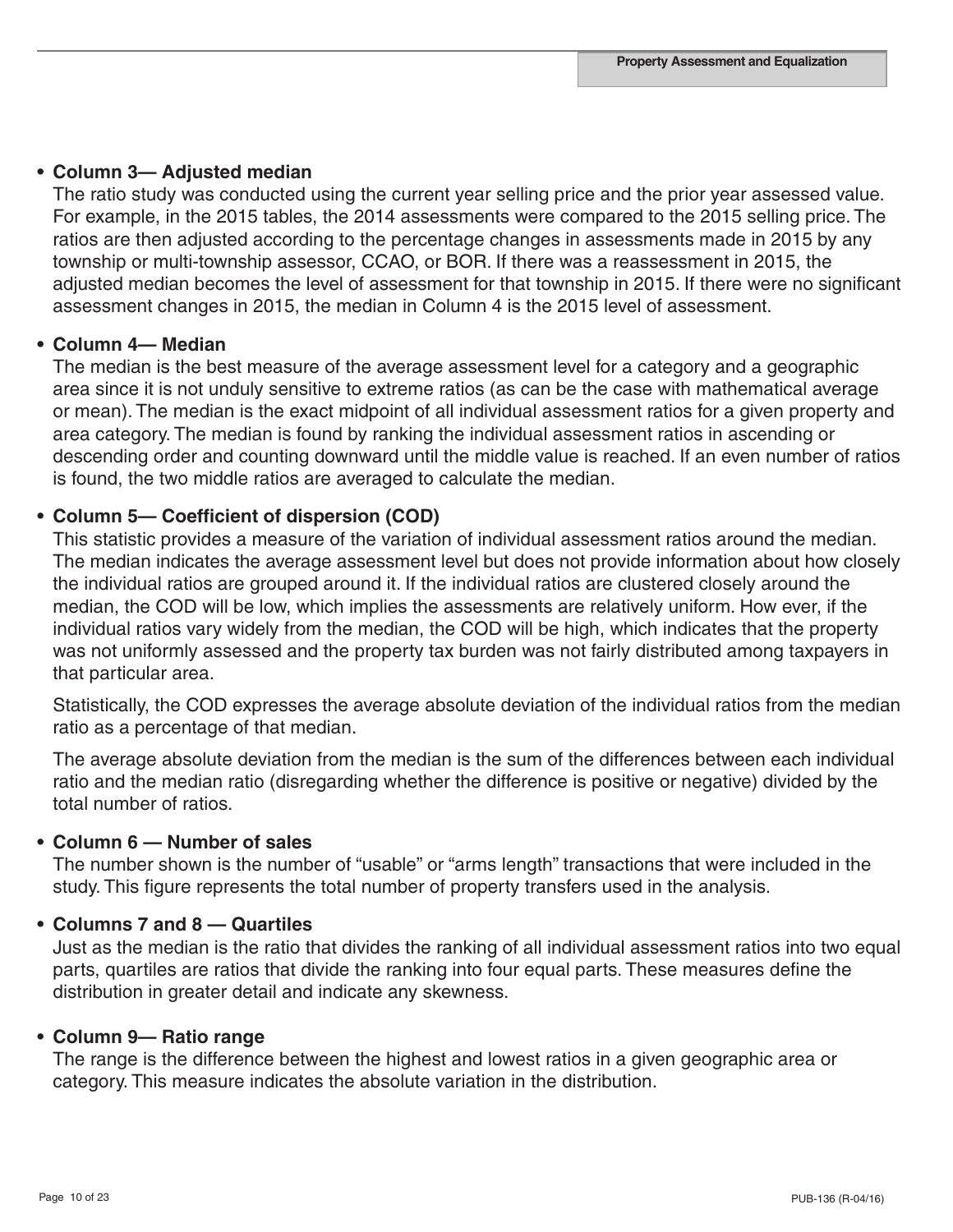- **Column 3— Adjusted median**

  The ratio study was conducted using the current year selling price and the prior year assessed value. For example, in the 2015 tables, the 2014 assessments were compared to the 2015 selling price. The ratios are then adjusted according to the percentage changes in assessments made in 2015 by any township or multi-township assessor, CCAO, or BOR. If there was a reassessment in 2015, the adjusted median becomes the level of assessment for that township in 2015. If there were no significant assessment changes in 2015, the median in Column 4 is the 2015 level of assessment.

- **Column 4— Median**

  The median is the best measure of the average assessment level for a category and a geographic area since it is not unduly sensitive to extreme ratios (as can be the case with mathematical average or mean). The median is the exact midpoint of all individual assessment ratios for a given property and area category. The median is found by ranking the individual assessment ratios in ascending or descending order and counting downward until the middle value is reached. If an even number of ratios is found, the two middle ratios are averaged to calculate the median.

- **Column 5— Coefficient of dispersion (COD)**

  This statistic provides a measure of the variation of individual assessment ratios around the median. The median indicates the average assessment level but does not provide information about how closely the individual ratios are grouped around it. If the individual ratios are clustered closely around the median, the COD will be low, which implies the assessments are relatively uniform. How ever, if the individual ratios vary widely from the median, the COD will be high, which indicates that the property was not uniformly assessed and the property tax burden was not fairly distributed among taxpayers in that particular area.

  Statistically, the COD expresses the average absolute deviation of the individual ratios from the median ratio as a percentage of that median.

  The average absolute deviation from the median is the sum of the differences between each individual ratio and the median ratio (disregarding whether the difference is positive or negative) divided by the total number of ratios.

- **Column 6 — Number of sales**

  The number shown is the number of "usable" or "arms length" transactions that were included in the study. This figure represents the total number of property transfers used in the analysis.

- **Columns 7 and 8 — Quartiles**

  Just as the median is the ratio that divides the ranking of all individual assessment ratios into two equal parts, quartiles are ratios that divide the ranking into four equal parts. These measures define the distribution in greater detail and indicate any skewness.

- **Column 9— Ratio range**

  The range is the difference between the highest and lowest ratios in a given geographic area or category. This measure indicates the absolute variation in the distribution.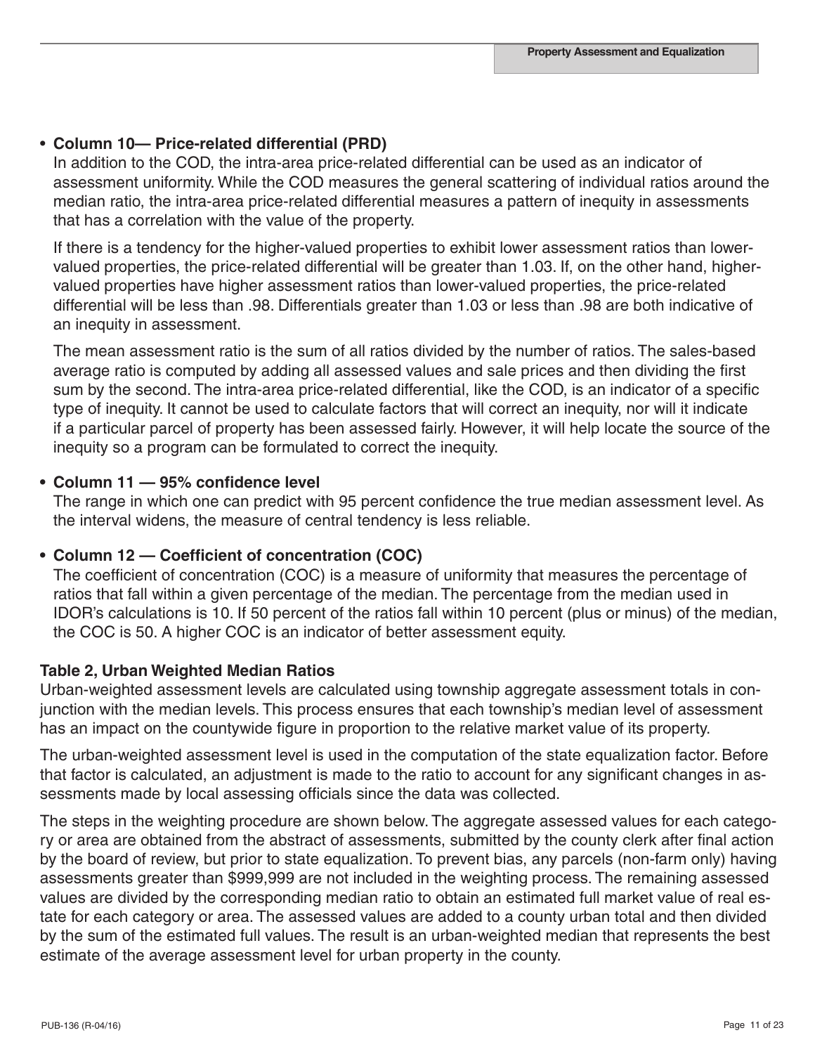- **Column 10— Price-related differential (PRD)**

  In addition to the COD, the intra-area price-related differential can be used as an indicator of assessment uniformity. While the COD measures the general scattering of individual ratios around the median ratio, the intra-area price-related differential measures a pattern of inequity in assessments that has a correlation with the value of the property.

  If there is a tendency for the higher-valued properties to exhibit lower assessment ratios than lower-valued properties, the price-related differential will be greater than 1.03. If, on the other hand, higher-valued properties have higher assessment ratios than lower-valued properties, the price-related differential will be less than .98. Differentials greater than 1.03 or less than .98 are both indicative of an inequity in assessment.

  The mean assessment ratio is the sum of all ratios divided by the number of ratios. The sales-based average ratio is computed by adding all assessed values and sale prices and then dividing the first sum by the second. The intra-area price-related differential, like the COD, is an indicator of a specific type of inequity. It cannot be used to calculate factors that will correct an inequity, nor will it indicate if a particular parcel of property has been assessed fairly. However, it will help locate the source of the inequity so a program can be formulated to correct the inequity.

- **Column 11 — 95% confidence level**

  The range in which one can predict with 95 percent confidence the true median assessment level. As the interval widens, the measure of central tendency is less reliable.

- **Column 12 — Coefficient of concentration (COC)**

  The coefficient of concentration (COC) is a measure of uniformity that measures the percentage of ratios that fall within a given percentage of the median. The percentage from the median used in IDOR's calculations is 10. If 50 percent of the ratios fall within 10 percent (plus or minus) of the median, the COC is 50. A higher COC is an indicator of better assessment equity.

**Table 2, Urban Weighted Median Ratios**

Urban-weighted assessment levels are calculated using township aggregate assessment totals in conjunction with the median levels. This process ensures that each township's median level of assessment has an impact on the countywide figure in proportion to the relative market value of its property.

The urban-weighted assessment level is used in the computation of the state equalization factor. Before that factor is calculated, an adjustment is made to the ratio to account for any significant changes in assessments made by local assessing officials since the data was collected.

The steps in the weighting procedure are shown below. The aggregate assessed values for each category or area are obtained from the abstract of assessments, submitted by the county clerk after final action by the board of review, but prior to state equalization. To prevent bias, any parcels (non-farm only) having assessments greater than $999,999 are not included in the weighting process. The remaining assessed values are divided by the corresponding median ratio to obtain an estimated full market value of real estate for each category or area. The assessed values are added to a county urban total and then divided by the sum of the estimated full values. The result is an urban-weighted median that represents the best estimate of the average assessment level for urban property in the county.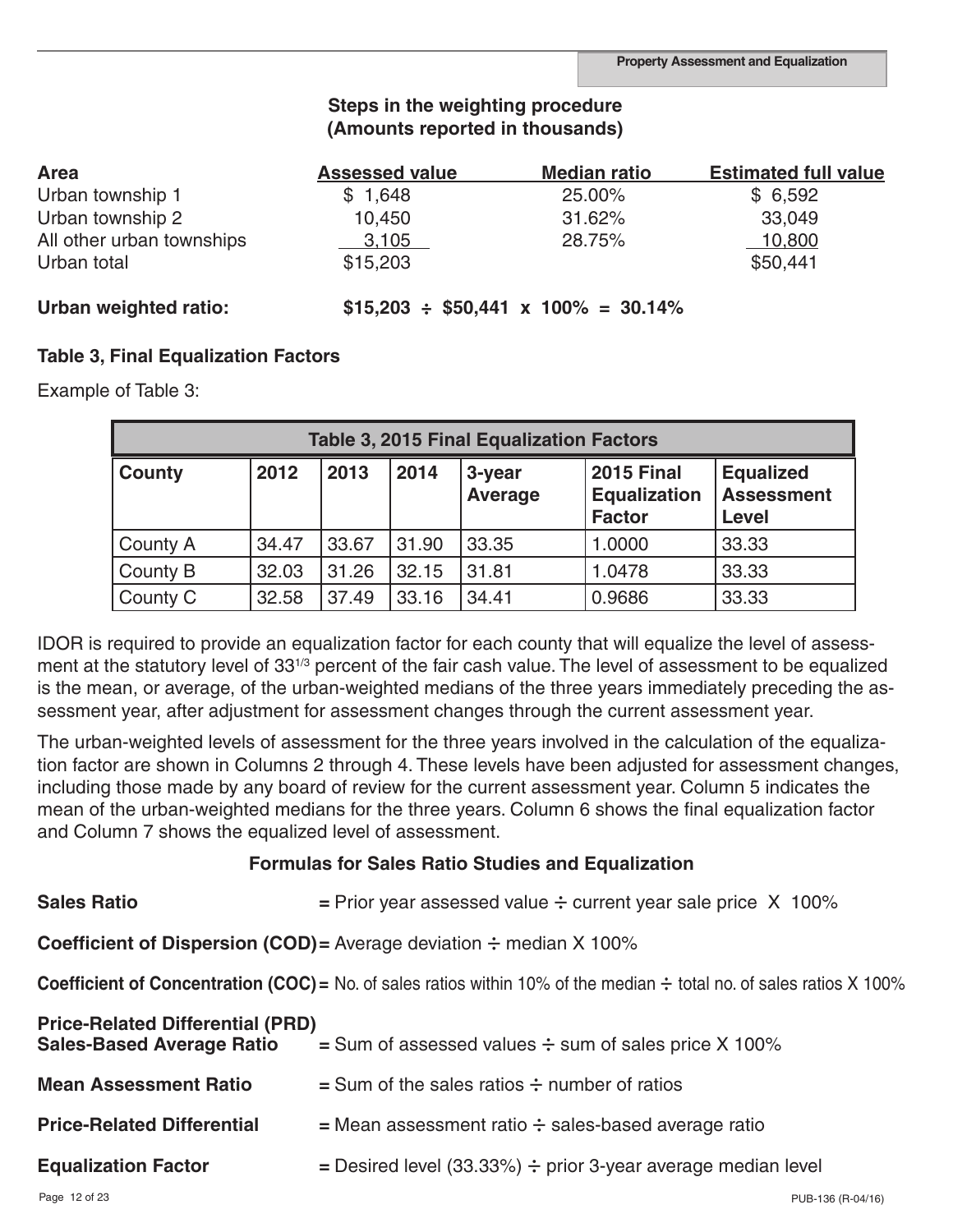### Steps in the weighting procedure
### (Amounts reported in thousands)

| Area | Assessed value | Median ratio | Estimated full value |
|---|---|---|---|
| Urban township 1 | $ 1,648 | 25.00% | $ 6,592 |
| Urban township 2 | 10,450 | 31.62% | 33,049 |
| All other urban townships | 3,105 | 28.75% | 10,800 |
| Urban total | $15,203 | | $50,441 |

**Urban weighted ratio:** **$15,203 ÷ $50,441 x 100% = 30.14%**

### Table 3, Final Equalization Factors

Example of Table 3:

| Table 3, 2015 Final Equalization Factors | | | | | | |
|---|---|---|---|---|---|---|
| **County** | **2012** | **2013** | **2014** | **3-year Average** | **2015 Final Equalization Factor** | **Equalized Assessment Level** |
| County A | 34.47 | 33.67 | 31.90 | 33.35 | 1.0000 | 33.33 |
| County B | 32.03 | 31.26 | 32.15 | 31.81 | 1.0478 | 33.33 |
| County C | 32.58 | 37.49 | 33.16 | 34.41 | 0.9686 | 33.33 |

IDOR is required to provide an equalization factor for each county that will equalize the level of assessment at the statutory level of $33^{1/3}$ percent of the fair cash value. The level of assessment to be equalized is the mean, or average, of the urban-weighted medians of the three years immediately preceding the assessment year, after adjustment for assessment changes through the current assessment year.

The urban-weighted levels of assessment for the three years involved in the calculation of the equalization factor are shown in Columns 2 through 4. These levels have been adjusted for assessment changes, including those made by any board of review for the current assessment year. Column 5 indicates the mean of the urban-weighted medians for the three years. Column 6 shows the final equalization factor and Column 7 shows the equalized level of assessment.

### Formulas for Sales Ratio Studies and Equalization

**Sales Ratio** = Prior year assessed value ÷ current year sale price X 100%

**Coefficient of Dispersion (COD)** = Average deviation ÷ median X 100%

**Coefficient of Concentration (COC)** = No. of sales ratios within 10% of the median ÷ total no. of sales ratios X 100%

**Price-Related Differential (PRD)**
**Sales-Based Average Ratio** = Sum of assessed values ÷ sum of sales price X 100%

**Mean Assessment Ratio** = Sum of the sales ratios ÷ number of ratios

**Price-Related Differential** = Mean assessment ratio ÷ sales-based average ratio

**Equalization Factor** = Desired level (33.33%) ÷ prior 3-year average median level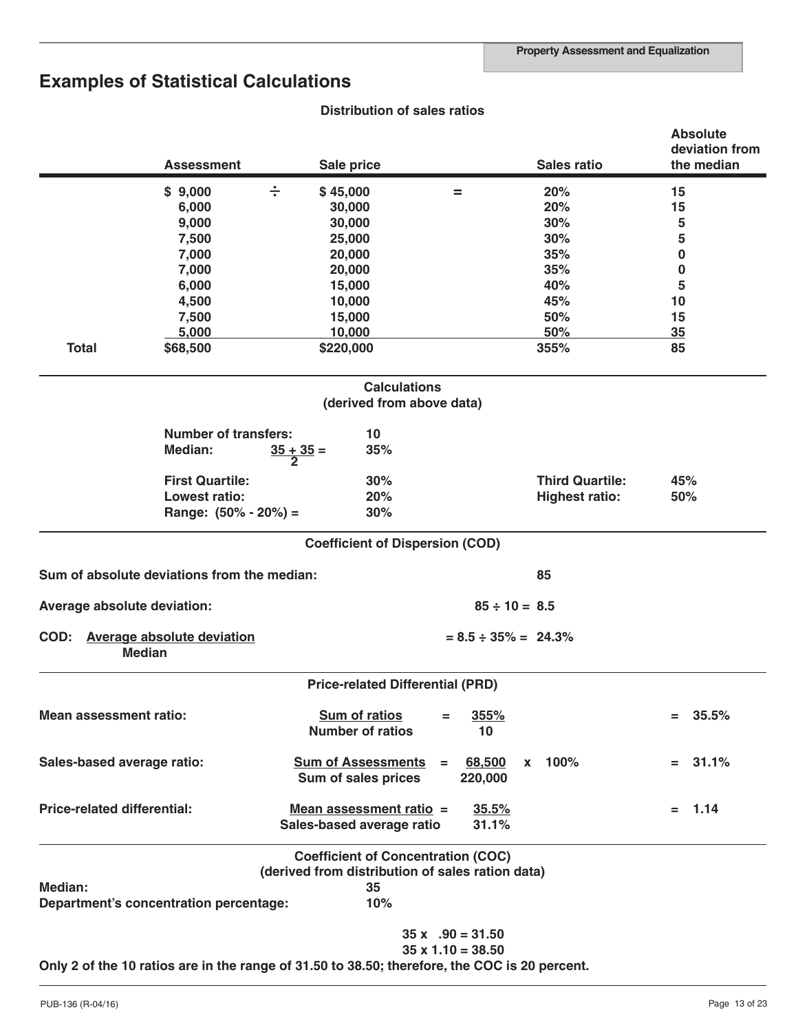# Examples of Statistical Calculations

**Distribution of sales ratios**

| | Assessment | | Sale price | | Sales ratio | Absolute deviation from the median |
|---|---|---|---|---|---|---|
| | $ 9,000 | ÷ | $ 45,000 | = | 20% | 15 |
| | 6,000 | | 30,000 | | 20% | 15 |
| | 9,000 | | 30,000 | | 30% | 5 |
| | 7,500 | | 25,000 | | 30% | 5 |
| | 7,000 | | 20,000 | | 35% | 0 |
| | 7,000 | | 20,000 | | 35% | 0 |
| | 6,000 | | 15,000 | | 40% | 5 |
| | 4,500 | | 10,000 | | 45% | 10 |
| | 7,500 | | 15,000 | | 50% | 15 |
| | 5,000 | | 10,000 | | 50% | 35 |
| **Total** | $68,500 | | $220,000 | | 355% | 85 |

**Calculations**
**(derived from above data)**

**Number of transfers:** 10

**Median:** $\frac{35 + 35}{2} =$ 35%

**First Quartile:** 30% **Third Quartile:** 45%

**Lowest ratio:** 20% **Highest ratio:** 50%

**Range: (50% - 20%) =** 30%

**Coefficient of Dispersion (COD)**

**Sum of absolute deviations from the median:** 85

**Average absolute deviation:** 85 ÷ 10 = 8.5

**COD:** $\frac{\text{Average absolute deviation}}{\text{Median}}$ = 8.5 ÷ 35% = 24.3%

**Price-related Differential (PRD)**

**Mean assessment ratio:** $\frac{\text{Sum of ratios}}{\text{Number of ratios}} = \frac{355\%}{10} = 35.5\%$

**Sales-based average ratio:** $\frac{\text{Sum of Assessments}}{\text{Sum of sales prices}} = \frac{68,500}{220,000} \times 100\% = 31.1\%$

**Price-related differential:** $\frac{\text{Mean assessment ratio}}{\text{Sales-based average ratio}} = \frac{35.5\%}{31.1\%} = 1.14$

**Coefficient of Concentration (COC)**
**(derived from distribution of sales ration data)**

**Median:** 35

**Department's concentration percentage:** 10%

35 x .90 = 31.50

35 x 1.10 = 38.50

**Only 2 of the 10 ratios are in the range of 31.50 to 38.50; therefore, the COC is 20 percent.**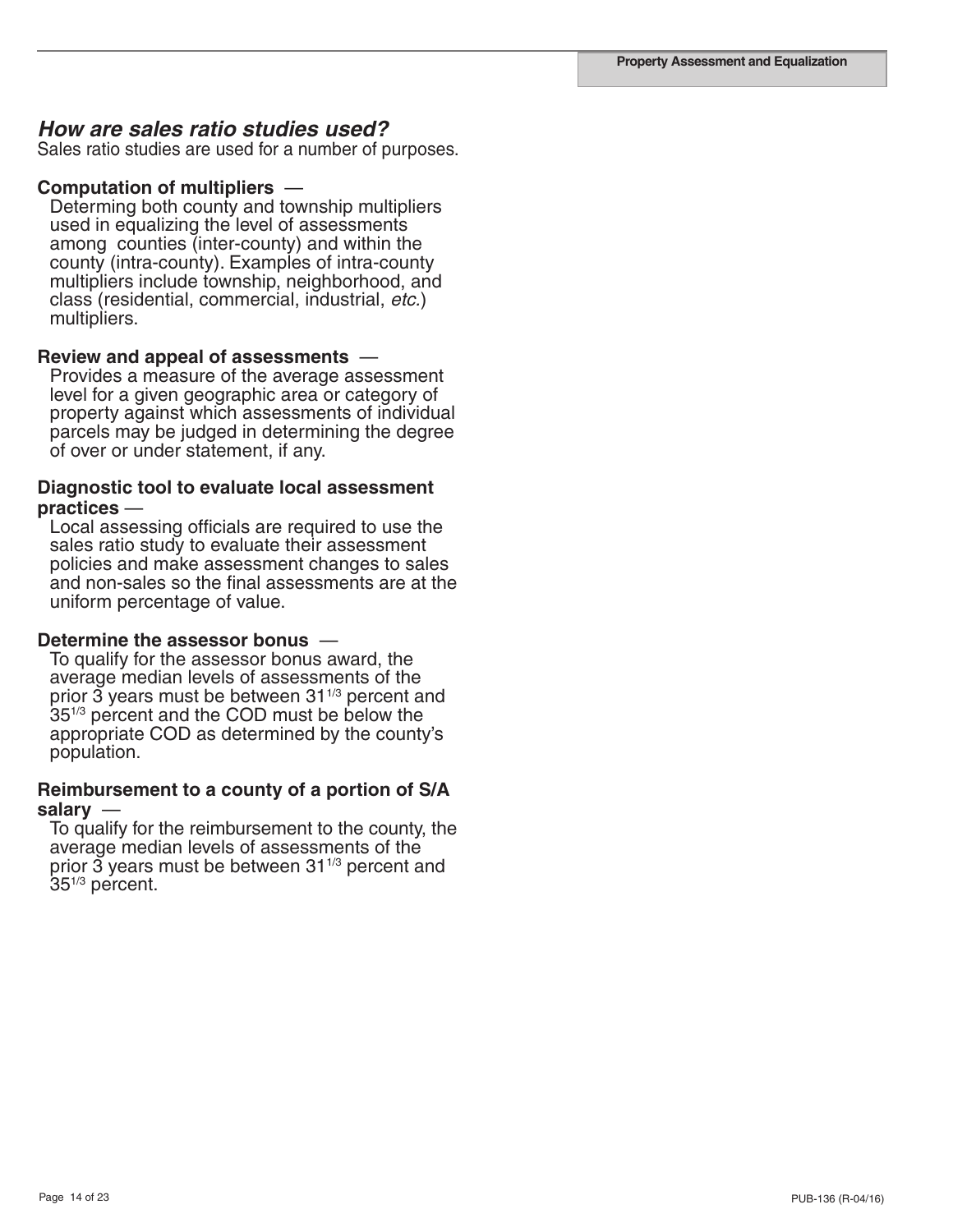## *How are sales ratio studies used?*

Sales ratio studies are used for a number of purposes.

**Computation of multipliers** —
Determing both county and township multipliers used in equalizing the level of assessments among counties (inter-county) and within the county (intra-county). Examples of intra-county multipliers include township, neighborhood, and class (residential, commercial, industrial, *etc.*) multipliers.

**Review and appeal of assessments** —
Provides a measure of the average assessment level for a given geographic area or category of property against which assessments of individual parcels may be judged in determining the degree of over or under statement, if any.

**Diagnostic tool to evaluate local assessment practices** —
Local assessing officials are required to use the sales ratio study to evaluate their assessment policies and make assessment changes to sales and non-sales so the final assessments are at the uniform percentage of value.

**Determine the assessor bonus** —
To qualify for the assessor bonus award, the average median levels of assessments of the prior 3 years must be between $31^{1/3}$ percent and $35^{1/3}$ percent and the COD must be below the appropriate COD as determined by the county's population.

**Reimbursement to a county of a portion of S/A salary** —
To qualify for the reimbursement to the county, the average median levels of assessments of the prior 3 years must be between $31^{1/3}$ percent and $35^{1/3}$ percent.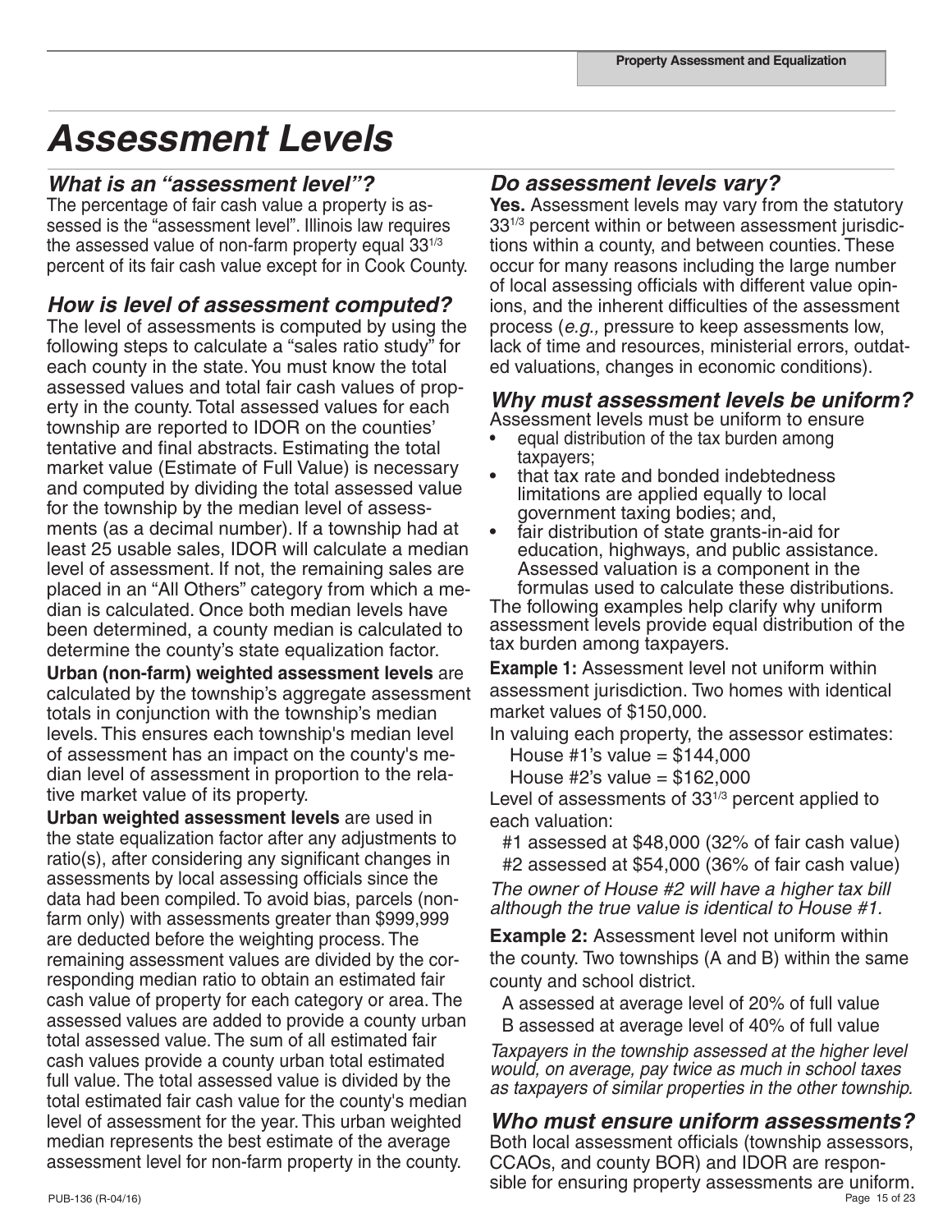# Assessment Levels

## What is an "assessment level"?

The percentage of fair cash value a property is assessed is the "assessment level". Illinois law requires the assessed value of non-farm property equal $33^{1/3}$ percent of its fair cash value except for in Cook County.

## How is level of assessment computed?

The level of assessments is computed by using the following steps to calculate a "sales ratio study" for each county in the state. You must know the total assessed values and total fair cash values of property in the county. Total assessed values for each township are reported to IDOR on the counties' tentative and final abstracts. Estimating the total market value (Estimate of Full Value) is necessary and computed by dividing the total assessed value for the township by the median level of assessments (as a decimal number). If a township had at least 25 usable sales, IDOR will calculate a median level of assessment. If not, the remaining sales are placed in an "All Others" category from which a median is calculated. Once both median levels have been determined, a county median is calculated to determine the county's state equalization factor.

**Urban (non-farm) weighted assessment levels** are calculated by the township's aggregate assessment totals in conjunction with the township's median levels. This ensures each township's median level of assessment has an impact on the county's median level of assessment in proportion to the relative market value of its property.

**Urban weighted assessment levels** are used in the state equalization factor after any adjustments to ratio(s), after considering any significant changes in assessments by local assessing officials since the data had been compiled. To avoid bias, parcels (non-farm only) with assessments greater than $999,999 are deducted before the weighting process. The remaining assessment values are divided by the corresponding median ratio to obtain an estimated fair cash value of property for each category or area. The assessed values are added to provide a county urban total assessed value. The sum of all estimated fair cash values provide a county urban total estimated full value. The total assessed value is divided by the total estimated fair cash value for the county's median level of assessment for the year. This urban weighted median represents the best estimate of the average assessment level for non-farm property in the county.

## Do assessment levels vary?

**Yes.** Assessment levels may vary from the statutory $33^{1/3}$ percent within or between assessment jurisdictions within a county, and between counties. These occur for many reasons including the large number of local assessing officials with different value opinions, and the inherent difficulties of the assessment process (*e.g.,* pressure to keep assessments low, lack of time and resources, ministerial errors, outdated valuations, changes in economic conditions).

## Why must assessment levels be uniform?

Assessment levels must be uniform to ensure

- equal distribution of the tax burden among taxpayers;
- that tax rate and bonded indebtedness limitations are applied equally to local government taxing bodies; and,
- fair distribution of state grants-in-aid for education, highways, and public assistance. Assessed valuation is a component in the formulas used to calculate these distributions.

The following examples help clarify why uniform assessment levels provide equal distribution of the tax burden among taxpayers.

**Example 1:** Assessment level not uniform within assessment jurisdiction. Two homes with identical market values of $150,000.

In valuing each property, the assessor estimates:

House #1's value = $144,000

House #2's value = $162,000

Level of assessments of $33^{1/3}$ percent applied to each valuation:

#1 assessed at $48,000 (32% of fair cash value)

#2 assessed at $54,000 (36% of fair cash value)

*The owner of House #2 will have a higher tax bill although the true value is identical to House #1.*

**Example 2:** Assessment level not uniform within the county. Two townships (A and B) within the same county and school district.

A assessed at average level of 20% of full value

B assessed at average level of 40% of full value

*Taxpayers in the township assessed at the higher level would, on average, pay twice as much in school taxes as taxpayers of similar properties in the other township.*

## Who must ensure uniform assessments?

Both local assessment officials (township assessors, CCAOs, and county BOR) and IDOR are responsible for ensuring property assessments are uniform.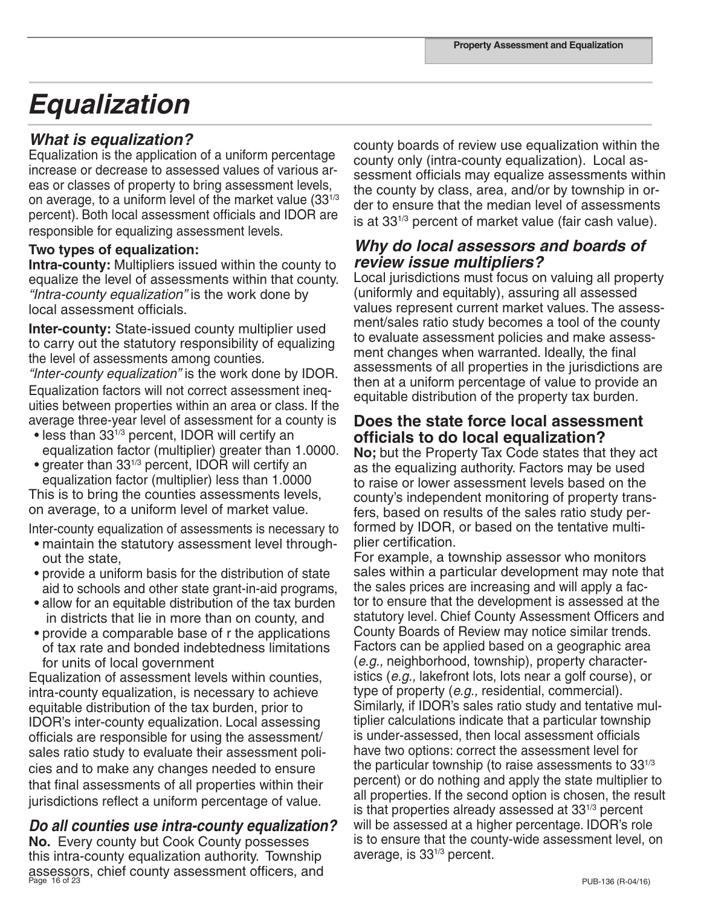# Equalization

## What is equalization?

Equalization is the application of a uniform percentage increase or decrease to assessed values of various areas or classes of property to bring assessment levels, on average, to a uniform level of the market value ($33^{1/3}$ percent). Both local assessment officials and IDOR are responsible for equalizing assessment levels.

**Two types of equalization:**

**Intra-county:** Multipliers issued within the county to equalize the level of assessments within that county. *"Intra-county equalization"* is the work done by local assessment officials.

**Inter-county:** State-issued county multiplier used to carry out the statutory responsibility of equalizing the level of assessments among counties. *"Inter-county equalization"* is the work done by IDOR.

Equalization factors will not correct assessment inequities between properties within an area or class. If the average three-year level of assessment for a county is

- less than $33^{1/3}$ percent, IDOR will certify an equalization factor (multiplier) greater than 1.0000.
- greater than $33^{1/3}$ percent, IDOR will certify an equalization factor (multiplier) less than 1.0000

This is to bring the counties assessments levels, on average, to a uniform level of market value.

Inter-county equalization of assessments is necessary to

- maintain the statutory assessment level throughout the state,
- provide a uniform basis for the distribution of state aid to schools and other state grant-in-aid programs,
- allow for an equitable distribution of the tax burden in districts that lie in more than on county, and
- provide a comparable base of r the applications of tax rate and bonded indebtedness limitations for units of local government

Equalization of assessment levels within counties, intra-county equalization, is necessary to achieve equitable distribution of the tax burden, prior to IDOR's inter-county equalization. Local assessing officials are responsible for using the assessment/sales ratio study to evaluate their assessment policies and to make any changes needed to ensure that final assessments of all properties within their jurisdictions reflect a uniform percentage of value.

## Do all counties use intra-county equalization?

**No.** Every county but Cook County possesses this intra-county equalization authority. Township assessors, chief county assessment officers, and county boards of review use equalization within the county only (intra-county equalization). Local assessment officials may equalize assessments within the county by class, area, and/or by township in order to ensure that the median level of assessments is at $33^{1/3}$ percent of market value (fair cash value).

## Why do local assessors and boards of review issue multipliers?

Local jurisdictions must focus on valuing all property (uniformly and equitably), assuring all assessed values represent current market values. The assessment/sales ratio study becomes a tool of the county to evaluate assessment policies and make assessment changes when warranted. Ideally, the final assessments of all properties in the jurisdictions are then at a uniform percentage of value to provide an equitable distribution of the property tax burden.

## Does the state force local assessment officials to do local equalization?

**No;** but the Property Tax Code states that they act as the equalizing authority. Factors may be used to raise or lower assessment levels based on the county's independent monitoring of property transfers, based on results of the sales ratio study performed by IDOR, or based on the tentative multiplier certification.

For example, a township assessor who monitors sales within a particular development may note that the sales prices are increasing and will apply a factor to ensure that the development is assessed at the statutory level. Chief County Assessment Officers and County Boards of Review may notice similar trends. Factors can be applied based on a geographic area (*e.g.,* neighborhood, township), property characteristics (*e.g.,* lakefront lots, lots near a golf course), or type of property (*e.g.,* residential, commercial). Similarly, if IDOR's sales ratio study and tentative multiplier calculations indicate that a particular township is under-assessed, then local assessment officials have two options: correct the assessment level for the particular township (to raise assessments to $33^{1/3}$ percent) or do nothing and apply the state multiplier to all properties. If the second option is chosen, the result is that properties already assessed at $33^{1/3}$ percent will be assessed at a higher percentage. IDOR's role is to ensure that the county-wide assessment level, on average, is $33^{1/3}$ percent.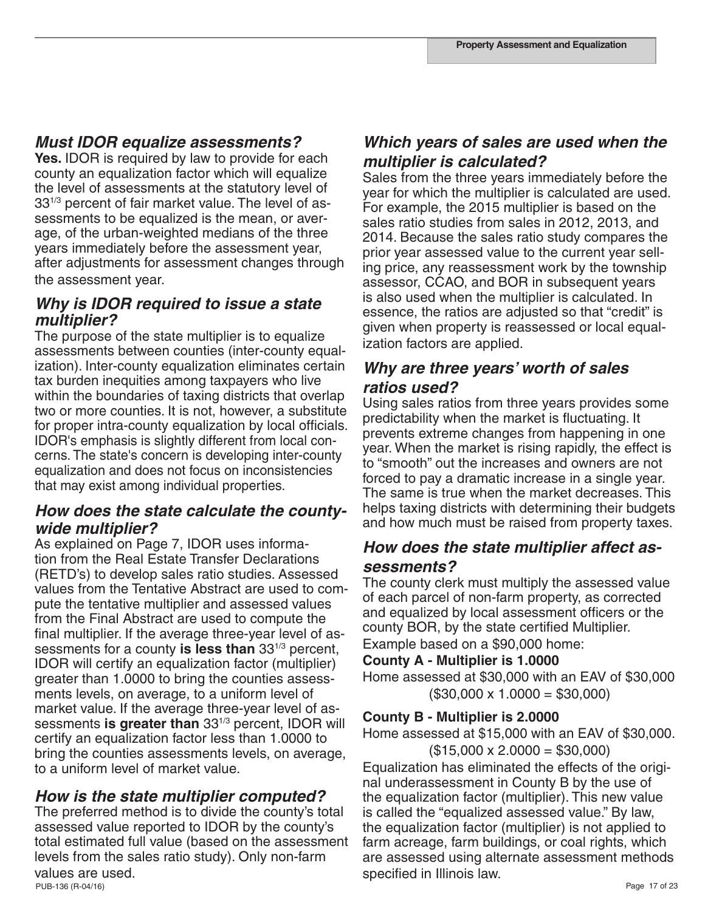## Must IDOR equalize assessments?

**Yes.** IDOR is required by law to provide for each county an equalization factor which will equalize the level of assessments at the statutory level of $33^{1/3}$ percent of fair market value. The level of assessments to be equalized is the mean, or average, of the urban-weighted medians of the three years immediately before the assessment year, after adjustments for assessment changes through the assessment year.

## Why is IDOR required to issue a state multiplier?

The purpose of the state multiplier is to equalize assessments between counties (inter-county equalization). Inter-county equalization eliminates certain tax burden inequities among taxpayers who live within the boundaries of taxing districts that overlap two or more counties. It is not, however, a substitute for proper intra-county equalization by local officials. IDOR's emphasis is slightly different from local concerns. The state's concern is developing inter-county equalization and does not focus on inconsistencies that may exist among individual properties.

## How does the state calculate the county-wide multiplier?

As explained on Page 7, IDOR uses information from the Real Estate Transfer Declarations (RETD's) to develop sales ratio studies. Assessed values from the Tentative Abstract are used to compute the tentative multiplier and assessed values from the Final Abstract are used to compute the final multiplier. If the average three-year level of assessments for a county **is less than** $33^{1/3}$ percent, IDOR will certify an equalization factor (multiplier) greater than 1.0000 to bring the counties assessments levels, on average, to a uniform level of market value. If the average three-year level of assessments **is greater than** $33^{1/3}$ percent, IDOR will certify an equalization factor less than 1.0000 to bring the counties assessments levels, on average, to a uniform level of market value.

## How is the state multiplier computed?

The preferred method is to divide the county's total assessed value reported to IDOR by the county's total estimated full value (based on the assessment levels from the sales ratio study). Only non-farm values are used.

## Which years of sales are used when the multiplier is calculated?

Sales from the three years immediately before the year for which the multiplier is calculated are used. For example, the 2015 multiplier is based on the sales ratio studies from sales in 2012, 2013, and 2014. Because the sales ratio study compares the prior year assessed value to the current year selling price, any reassessment work by the township assessor, CCAO, and BOR in subsequent years is also used when the multiplier is calculated. In essence, the ratios are adjusted so that "credit" is given when property is reassessed or local equalization factors are applied.

## Why are three years' worth of sales ratios used?

Using sales ratios from three years provides some predictability when the market is fluctuating. It prevents extreme changes from happening in one year. When the market is rising rapidly, the effect is to "smooth" out the increases and owners are not forced to pay a dramatic increase in a single year. The same is true when the market decreases. This helps taxing districts with determining their budgets and how much must be raised from property taxes.

## How does the state multiplier affect assessments?

The county clerk must multiply the assessed value of each parcel of non-farm property, as corrected and equalized by local assessment officers or the county BOR, by the state certified Multiplier.

Example based on a $90,000 home:

**County A - Multiplier is 1.0000**

Home assessed at $30,000 with an EAV of $30,000
($30,000 x 1.0000 = $30,000)

**County B - Multiplier is 2.0000**

Home assessed at $15,000 with an EAV of $30,000.
($15,000 x 2.0000 = $30,000)

Equalization has eliminated the effects of the original underassessment in County B by the use of the equalization factor (multiplier). This new value is called the "equalized assessed value." By law, the equalization factor (multiplier) is not applied to farm acreage, farm buildings, or coal rights, which are assessed using alternate assessment methods specified in Illinois law.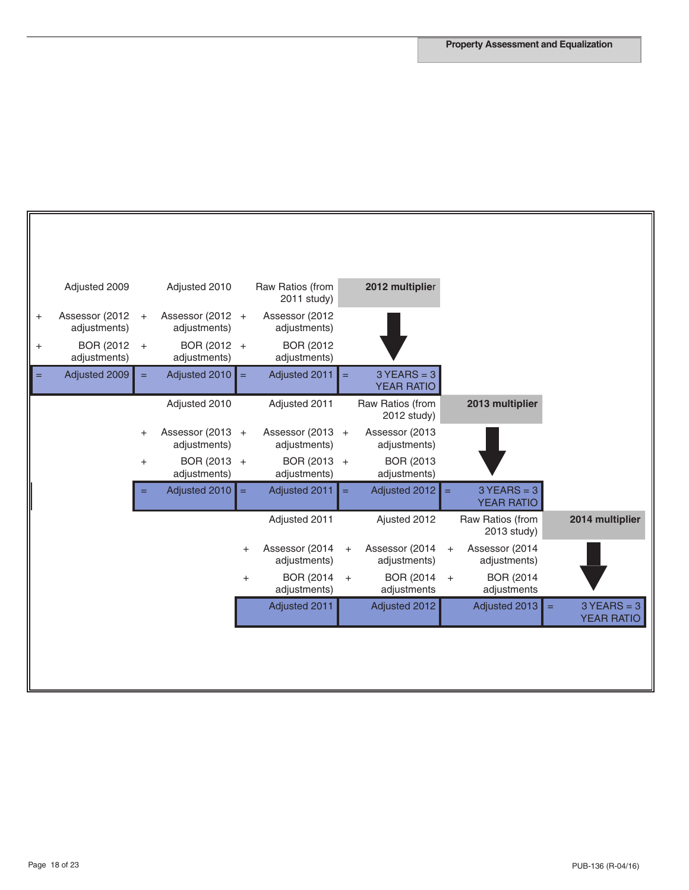| | Year 1 | | Year 2 | | Year 3 | | Year 4 | | Year 5 |
|---|---|---|---|---|---|---|---|---|---|
| | Adjusted 2009 | | Adjusted 2010 | | Raw Ratios (from 2011 study) | | **2012 multiplier** | | |
| + | Assessor (2012 adjustments) | + | Assessor (2012 adjustments) | + | Assessor (2012 adjustments) | | ↓ | | |
| + | BOR (2012 adjustments) | + | BOR (2012 adjustments) | + | BOR (2012 adjustments) | | ↓ | | |
| = | Adjusted 2009 | = | Adjusted 2010 | = | Adjusted 2011 | = | 3 YEARS = 3 YEAR RATIO | | |
| | | | Adjusted 2010 | | Adjusted 2011 | | Raw Ratios (from 2012 study) | | **2013 multiplier** |
| | | + | Assessor (2013 adjustments) | + | Assessor (2013 adjustments) | + | Assessor (2013 adjustments) | | ↓ |
| | | + | BOR (2013 adjustments) | + | BOR (2013 adjustments) | + | BOR (2013 adjustments) | | ↓ |
| | | = | Adjusted 2010 | = | Adjusted 2011 | = | Adjusted 2012 | = | 3 YEARS = 3 YEAR RATIO |
| | | | | | Adjusted 2011 | | Ajusted 2012 | | Raw Ratios (from 2013 study) | **2014 multiplier** |
| | | | | + | Assessor (2014 adjustments) | + | Assessor (2014 adjustments) | + | Assessor (2014 adjustments) | ↓ |
| | | | | + | BOR (2014 adjustments) | + | BOR (2014 adjustments | + | BOR (2014 adjustments | ↓ |
| | | | | | Adjusted 2011 | | Adjusted 2012 | | Adjusted 2013 | = 3 YEARS = 3 YEAR RATIO |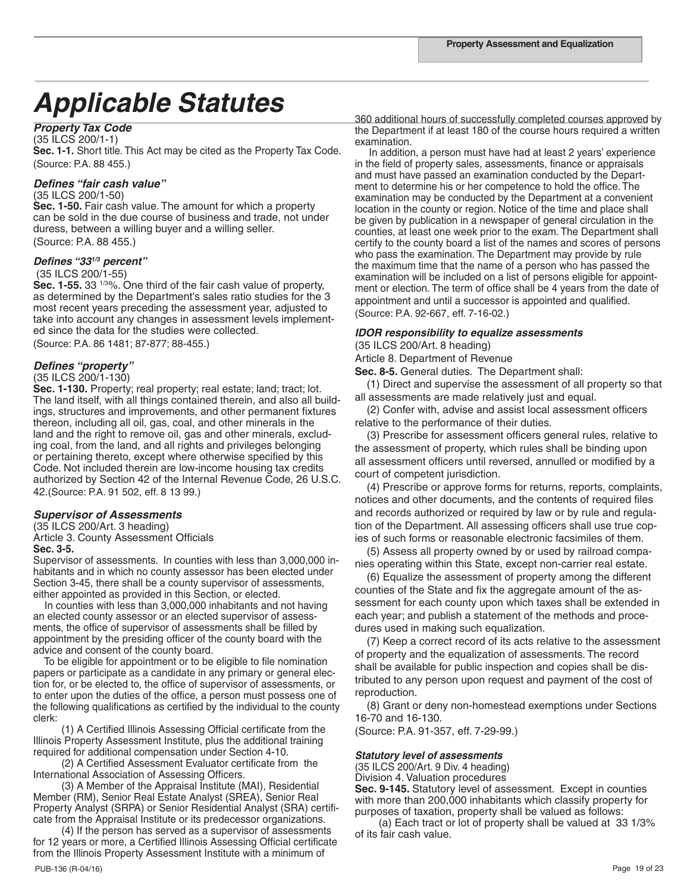# Applicable Statutes

### *Property Tax Code*

(35 ILCS 200/1-1)

**Sec. 1-1.** Short title. This Act may be cited as the Property Tax Code. (Source: P.A. 88 455.)

### *Defines "fair cash value"*

(35 ILCS 200/1-50)

**Sec. 1-50.** Fair cash value. The amount for which a property can be sold in the due course of business and trade, not under duress, between a willing buyer and a willing seller. (Source: P.A. 88 455.)

### *Defines "33 1/3 percent"*

(35 ILCS 200/1-55)

**Sec. 1-55.** 33 1/3%. One third of the fair cash value of property, as determined by the Department's sales ratio studies for the 3 most recent years preceding the assessment year, adjusted to take into account any changes in assessment levels implemented since the data for the studies were collected. (Source: P.A. 86 1481; 87-877; 88-455.)

### *Defines "property"*

(35 ILCS 200/1-130)

**Sec. 1-130.** Property; real property; real estate; land; tract; lot. The land itself, with all things contained therein, and also all buildings, structures and improvements, and other permanent fixtures thereon, including all oil, gas, coal, and other minerals in the land and the right to remove oil, gas and other minerals, excluding coal, from the land, and all rights and privileges belonging or pertaining thereto, except where otherwise specified by this Code. Not included therein are low-income housing tax credits authorized by Section 42 of the Internal Revenue Code, 26 U.S.C. 42.(Source: P.A. 91 502, eff. 8 13 99.)

### *Supervisor of Assessments*

(35 ILCS 200/Art. 3 heading)

Article 3. County Assessment Officials

**Sec. 3-5.**

Supervisor of assessments. In counties with less than 3,000,000 inhabitants and in which no county assessor has been elected under Section 3-45, there shall be a county supervisor of assessments, either appointed as provided in this Section, or elected.

In counties with less than 3,000,000 inhabitants and not having an elected county assessor or an elected supervisor of assessments, the office of supervisor of assessments shall be filled by appointment by the presiding officer of the county board with the advice and consent of the county board.

To be eligible for appointment or to be eligible to file nomination papers or participate as a candidate in any primary or general election for, or be elected to, the office of supervisor of assessments, or to enter upon the duties of the office, a person must possess one of the following qualifications as certified by the individual to the county clerk:

(1) A Certified Illinois Assessing Official certificate from the Illinois Property Assessment Institute, plus the additional training required for additional compensation under Section 4-10.

(2) A Certified Assessment Evaluator certificate from the International Association of Assessing Officers.

(3) A Member of the Appraisal Institute (MAI), Residential Member (RM), Senior Real Estate Analyst (SREA), Senior Real Property Analyst (SRPA) or Senior Residential Analyst (SRA) certificate from the Appraisal Institute or its predecessor organizations.

(4) If the person has served as a supervisor of assessments for 12 years or more, a Certified Illinois Assessing Official certificate from the Illinois Property Assessment Institute with a minimum of 360 additional hours of successfully completed courses approved by the Department if at least 180 of the course hours required a written examination.

In addition, a person must have had at least 2 years' experience in the field of property sales, assessments, finance or appraisals and must have passed an examination conducted by the Department to determine his or her competence to hold the office. The examination may be conducted by the Department at a convenient location in the county or region. Notice of the time and place shall be given by publication in a newspaper of general circulation in the counties, at least one week prior to the exam. The Department shall certify to the county board a list of the names and scores of persons who pass the examination. The Department may provide by rule the maximum time that the name of a person who has passed the examination will be included on a list of persons eligible for appointment or election. The term of office shall be 4 years from the date of appointment and until a successor is appointed and qualified. (Source: P.A. 92-667, eff. 7-16-02.)

### *IDOR responsibility to equalize assessments*

(35 ILCS 200/Art. 8 heading)

Article 8. Department of Revenue

**Sec. 8-5.** General duties. The Department shall:

(1) Direct and supervise the assessment of all property so that all assessments are made relatively just and equal.

(2) Confer with, advise and assist local assessment officers relative to the performance of their duties.

(3) Prescribe for assessment officers general rules, relative to the assessment of property, which rules shall be binding upon all assessment officers until reversed, annulled or modified by a court of competent jurisdiction.

(4) Prescribe or approve forms for returns, reports, complaints, notices and other documents, and the contents of required files and records authorized or required by law or by rule and regulation of the Department. All assessing officers shall use true copies of such forms or reasonable electronic facsimiles of them.

(5) Assess all property owned by or used by railroad companies operating within this State, except non-carrier real estate.

(6) Equalize the assessment of property among the different counties of the State and fix the aggregate amount of the assessment for each county upon which taxes shall be extended in each year; and publish a statement of the methods and procedures used in making such equalization.

(7) Keep a correct record of its acts relative to the assessment of property and the equalization of assessments. The record shall be available for public inspection and copies shall be distributed to any person upon request and payment of the cost of reproduction.

(8) Grant or deny non-homestead exemptions under Sections 16-70 and 16-130.

(Source: P.A. 91-357, eff. 7-29-99.)

### *Statutory level of assessments*

(35 ILCS 200/Art. 9 Div. 4 heading)

Division 4. Valuation procedures

**Sec. 9-145.** Statutory level of assessment. Except in counties with more than 200,000 inhabitants which classify property for purposes of taxation, property shall be valued as follows:

(a) Each tract or lot of property shall be valued at 33 1/3% of its fair cash value.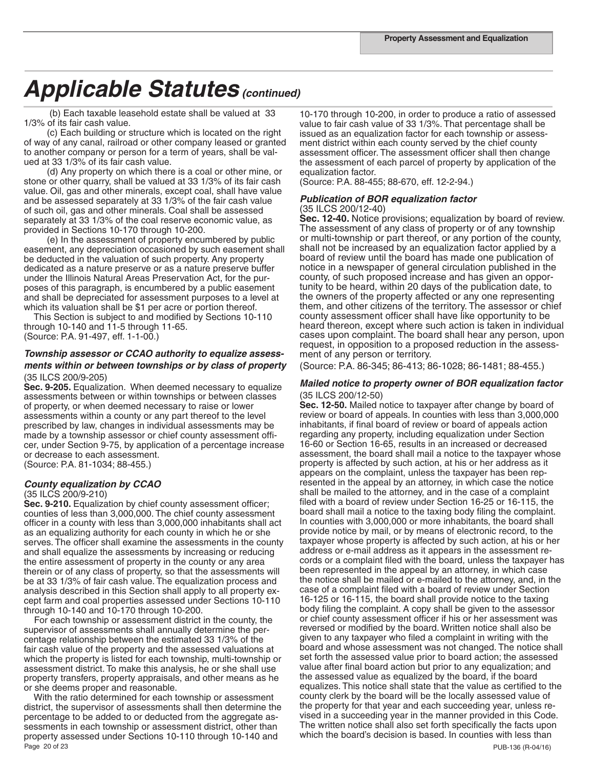# Applicable Statutes *(continued)*

(b) Each taxable leasehold estate shall be valued at 33 1/3% of its fair cash value.

(c) Each building or structure which is located on the right of way of any canal, railroad or other company leased or granted to another company or person for a term of years, shall be valued at 33 1/3% of its fair cash value.

(d) Any property on which there is a coal or other mine, or stone or other quarry, shall be valued at 33 1/3% of its fair cash value. Oil, gas and other minerals, except coal, shall have value and be assessed separately at 33 1/3% of the fair cash value of such oil, gas and other minerals. Coal shall be assessed separately at 33 1/3% of the coal reserve economic value, as provided in Sections 10-170 through 10-200.

(e) In the assessment of property encumbered by public easement, any depreciation occasioned by such easement shall be deducted in the valuation of such property. Any property dedicated as a nature preserve or as a nature preserve buffer under the Illinois Natural Areas Preservation Act, for the purposes of this paragraph, is encumbered by a public easement and shall be depreciated for assessment purposes to a level at which its valuation shall be $1 per acre or portion thereof.

This Section is subject to and modified by Sections 10-110 through 10-140 and 11-5 through 11-65.
(Source: P.A. 91-497, eff. 1-1-00.)

### *Township assessor or CCAO authority to equalize assessments within or between townships or by class of property*

(35 ILCS 200/9-205)

**Sec. 9-205.** Equalization. When deemed necessary to equalize assessments between or within townships or between classes of property, or when deemed necessary to raise or lower assessments within a county or any part thereof to the level prescribed by law, changes in individual assessments may be made by a township assessor or chief county assessment officer, under Section 9-75, by application of a percentage increase or decrease to each assessment.
(Source: P.A. 81-1034; 88-455.)

### *County equalization by CCAO*

(35 ILCS 200/9-210)

**Sec. 9-210.** Equalization by chief county assessment officer; counties of less than 3,000,000. The chief county assessment officer in a county with less than 3,000,000 inhabitants shall act as an equalizing authority for each county in which he or she serves. The officer shall examine the assessments in the county and shall equalize the assessments by increasing or reducing the entire assessment of property in the county or any area therein or of any class of property, so that the assessments will be at 33 1/3% of fair cash value. The equalization process and analysis described in this Section shall apply to all property except farm and coal properties assessed under Sections 10-110 through 10-140 and 10-170 through 10-200.

For each township or assessment district in the county, the supervisor of assessments shall annually determine the percentage relationship between the estimated 33 1/3% of the fair cash value of the property and the assessed valuations at which the property is listed for each township, multi-township or assessment district. To make this analysis, he or she shall use property transfers, property appraisals, and other means as he or she deems proper and reasonable.

With the ratio determined for each township or assessment district, the supervisor of assessments shall then determine the percentage to be added to or deducted from the aggregate assessments in each township or assessment district, other than property assessed under Sections 10-110 through 10-140 and 10-170 through 10-200, in order to produce a ratio of assessed value to fair cash value of 33 1/3%. That percentage shall be issued as an equalization factor for each township or assessment district within each county served by the chief county assessment officer. The assessment officer shall then change the assessment of each parcel of property by application of the equalization factor.
(Source: P.A. 88-455; 88-670, eff. 12-2-94.)

### *Publication of BOR equalization factor*

(35 ILCS 200/12-40)

**Sec. 12-40.** Notice provisions; equalization by board of review. The assessment of any class of property or of any township or multi-township or part thereof, or any portion of the county, shall not be increased by an equalization factor applied by a board of review until the board has made one publication of notice in a newspaper of general circulation published in the county, of such proposed increase and has given an opportunity to be heard, within 20 days of the publication date, to the owners of the property affected or any one representing them, and other citizens of the territory. The assessor or chief county assessment officer shall have like opportunity to be heard thereon, except where such action is taken in individual cases upon complaint. The board shall hear any person, upon request, in opposition to a proposed reduction in the assessment of any person or territory.
(Source: P.A. 86-345; 86-413; 86-1028; 86-1481; 88-455.)

### *Mailed notice to property owner of BOR equalization factor*

(35 ILCS 200/12-50)

**Sec. 12-50.** Mailed notice to taxpayer after change by board of review or board of appeals. In counties with less than 3,000,000 inhabitants, if final board of review or board of appeals action regarding any property, including equalization under Section 16-60 or Section 16-65, results in an increased or decreased assessment, the board shall mail a notice to the taxpayer whose property is affected by such action, at his or her address as it appears on the complaint, unless the taxpayer has been represented in the appeal by an attorney, in which case the notice shall be mailed to the attorney, and in the case of a complaint filed with a board of review under Section 16-25 or 16-115, the board shall mail a notice to the taxing body filing the complaint. In counties with 3,000,000 or more inhabitants, the board shall provide notice by mail, or by means of electronic record, to the taxpayer whose property is affected by such action, at his or her address or e-mail address as it appears in the assessment records or a complaint filed with the board, unless the taxpayer has been represented in the appeal by an attorney, in which case the notice shall be mailed or e-mailed to the attorney, and, in the case of a complaint filed with a board of review under Section 16-125 or 16-115, the board shall provide notice to the taxing body filing the complaint. A copy shall be given to the assessor or chief county assessment officer if his or her assessment was reversed or modified by the board. Written notice shall also be given to any taxpayer who filed a complaint in writing with the board and whose assessment was not changed. The notice shall set forth the assessed value prior to board action; the assessed value after final board action but prior to any equalization; and the assessed value as equalized by the board, if the board equalizes. This notice shall state that the value as certified to the county clerk by the board will be the locally assessed value of the property for that year and each succeeding year, unless revised in a succeeding year in the manner provided in this Code. The written notice shall also set forth specifically the facts upon which the board's decision is based. In counties with less than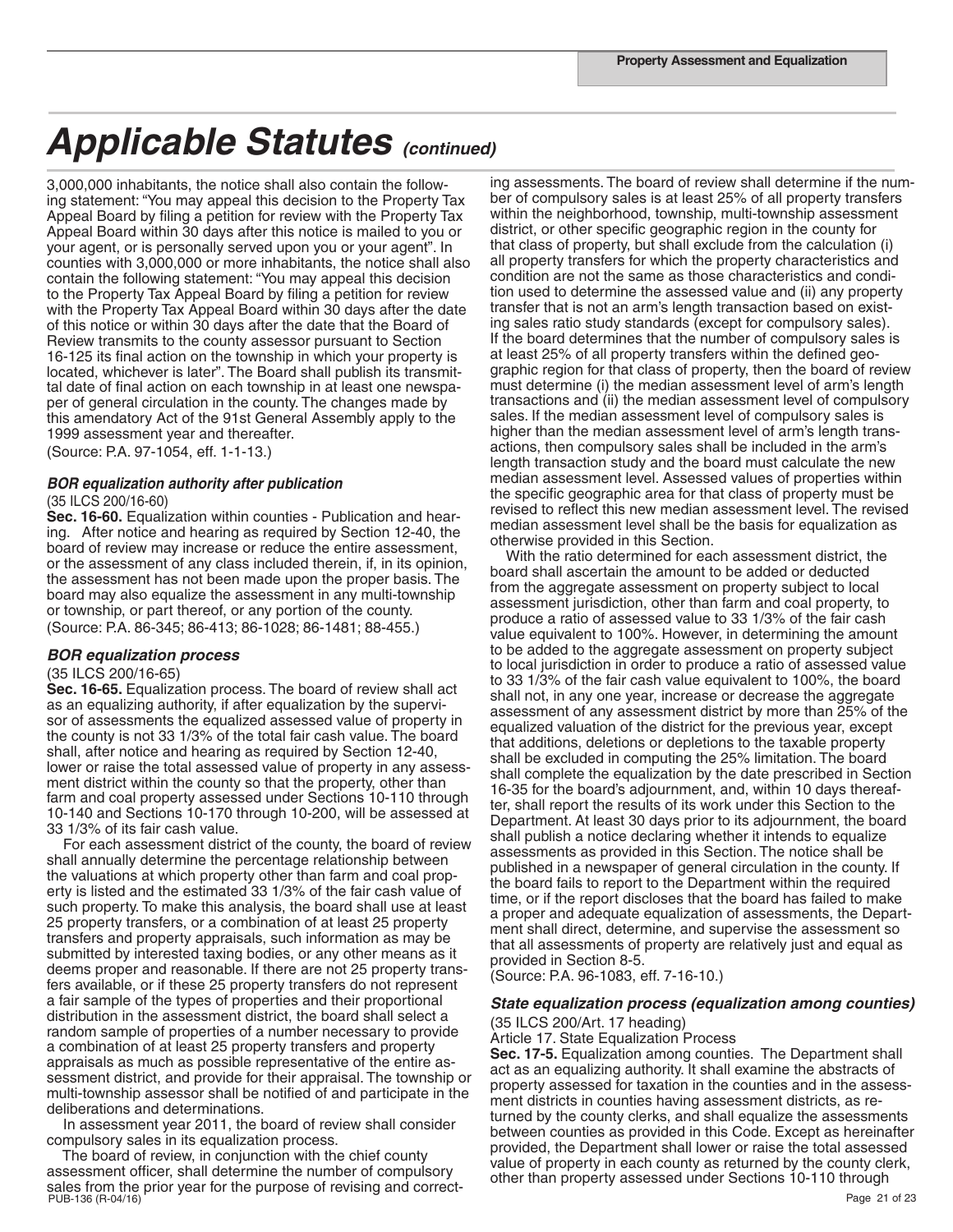## *Applicable Statutes (continued)*

3,000,000 inhabitants, the notice shall also contain the following statement: "You may appeal this decision to the Property Tax Appeal Board by filing a petition for review with the Property Tax Appeal Board within 30 days after this notice is mailed to you or your agent, or is personally served upon you or your agent". In counties with 3,000,000 or more inhabitants, the notice shall also contain the following statement: "You may appeal this decision to the Property Tax Appeal Board by filing a petition for review with the Property Tax Appeal Board within 30 days after the date of this notice or within 30 days after the date that the Board of Review transmits to the county assessor pursuant to Section 16-125 its final action on the township in which your property is located, whichever is later". The Board shall publish its transmittal date of final action on each township in at least one newspaper of general circulation in the county. The changes made by this amendatory Act of the 91st General Assembly apply to the 1999 assessment year and thereafter.

(Source: P.A. 97-1054, eff. 1-1-13.)

### *BOR equalization authority after publication*

(35 ILCS 200/16-60)

**Sec. 16-60.** Equalization within counties - Publication and hearing. After notice and hearing as required by Section 12-40, the board of review may increase or reduce the entire assessment, or the assessment of any class included therein, if, in its opinion, the assessment has not been made upon the proper basis. The board may also equalize the assessment in any multi-township or township, or part thereof, or any portion of the county.

(Source: P.A. 86-345; 86-413; 86-1028; 86-1481; 88-455.)

### *BOR equalization process*

(35 ILCS 200/16-65)

**Sec. 16-65.** Equalization process. The board of review shall act as an equalizing authority, if after equalization by the supervisor of assessments the equalized assessed value of property in the county is not 33 1/3% of the total fair cash value. The board shall, after notice and hearing as required by Section 12-40, lower or raise the total assessed value of property in any assessment district within the county so that the property, other than farm and coal property assessed under Sections 10-110 through 10-140 and Sections 10-170 through 10-200, will be assessed at 33 1/3% of its fair cash value.

For each assessment district of the county, the board of review shall annually determine the percentage relationship between the valuations at which property other than farm and coal property is listed and the estimated 33 1/3% of the fair cash value of such property. To make this analysis, the board shall use at least 25 property transfers, or a combination of at least 25 property transfers and property appraisals, such information as may be submitted by interested taxing bodies, or any other means as it deems proper and reasonable. If there are not 25 property transfers available, or if these 25 property transfers do not represent a fair sample of the types of properties and their proportional distribution in the assessment district, the board shall select a random sample of properties of a number necessary to provide a combination of at least 25 property transfers and property appraisals as much as possible representative of the entire assessment district, and provide for their appraisal. The township or multi-township assessor shall be notified of and participate in the deliberations and determinations.

In assessment year 2011, the board of review shall consider compulsory sales in its equalization process.

The board of review, in conjunction with the chief county assessment officer, shall determine the number of compulsory sales from the prior year for the purpose of revising and correcting assessments. The board of review shall determine if the number of compulsory sales is at least 25% of all property transfers within the neighborhood, township, multi-township assessment district, or other specific geographic region in the county for that class of property, but shall exclude from the calculation (i) all property transfers for which the property characteristics and condition are not the same as those characteristics and condition used to determine the assessed value and (ii) any property transfer that is not an arm's length transaction based on existing sales ratio study standards (except for compulsory sales). If the board determines that the number of compulsory sales is at least 25% of all property transfers within the defined geographic region for that class of property, then the board of review must determine (i) the median assessment level of arm's length transactions and (ii) the median assessment level of compulsory sales. If the median assessment level of compulsory sales is higher than the median assessment level of arm's length transactions, then compulsory sales shall be included in the arm's length transaction study and the board must calculate the new median assessment level. Assessed values of properties within the specific geographic area for that class of property must be revised to reflect this new median assessment level. The revised median assessment level shall be the basis for equalization as otherwise provided in this Section.

With the ratio determined for each assessment district, the board shall ascertain the amount to be added or deducted from the aggregate assessment on property subject to local assessment jurisdiction, other than farm and coal property, to produce a ratio of assessed value to 33 1/3% of the fair cash value equivalent to 100%. However, in determining the amount to be added to the aggregate assessment on property subject to local jurisdiction in order to produce a ratio of assessed value to 33 1/3% of the fair cash value equivalent to 100%, the board shall not, in any one year, increase or decrease the aggregate assessment of any assessment district by more than 25% of the equalized valuation of the district for the previous year, except that additions, deletions or depletions to the taxable property shall be excluded in computing the 25% limitation. The board shall complete the equalization by the date prescribed in Section 16-35 for the board's adjournment, and, within 10 days thereafter, shall report the results of its work under this Section to the Department. At least 30 days prior to its adjournment, the board shall publish a notice declaring whether it intends to equalize assessments as provided in this Section. The notice shall be published in a newspaper of general circulation in the county. If the board fails to report to the Department within the required time, or if the report discloses that the board has failed to make a proper and adequate equalization of assessments, the Department shall direct, determine, and supervise the assessment so that all assessments of property are relatively just and equal as provided in Section 8-5.

(Source: P.A. 96-1083, eff. 7-16-10.)

### *State equalization process (equalization among counties)*

(35 ILCS 200/Art. 17 heading)

Article 17. State Equalization Process

**Sec. 17-5.** Equalization among counties. The Department shall act as an equalizing authority. It shall examine the abstracts of property assessed for taxation in the counties and in the assessment districts in counties having assessment districts, as returned by the county clerks, and shall equalize the assessments between counties as provided in this Code. Except as hereinafter provided, the Department shall lower or raise the total assessed value of property in each county as returned by the county clerk, other than property assessed under Sections 10-110 through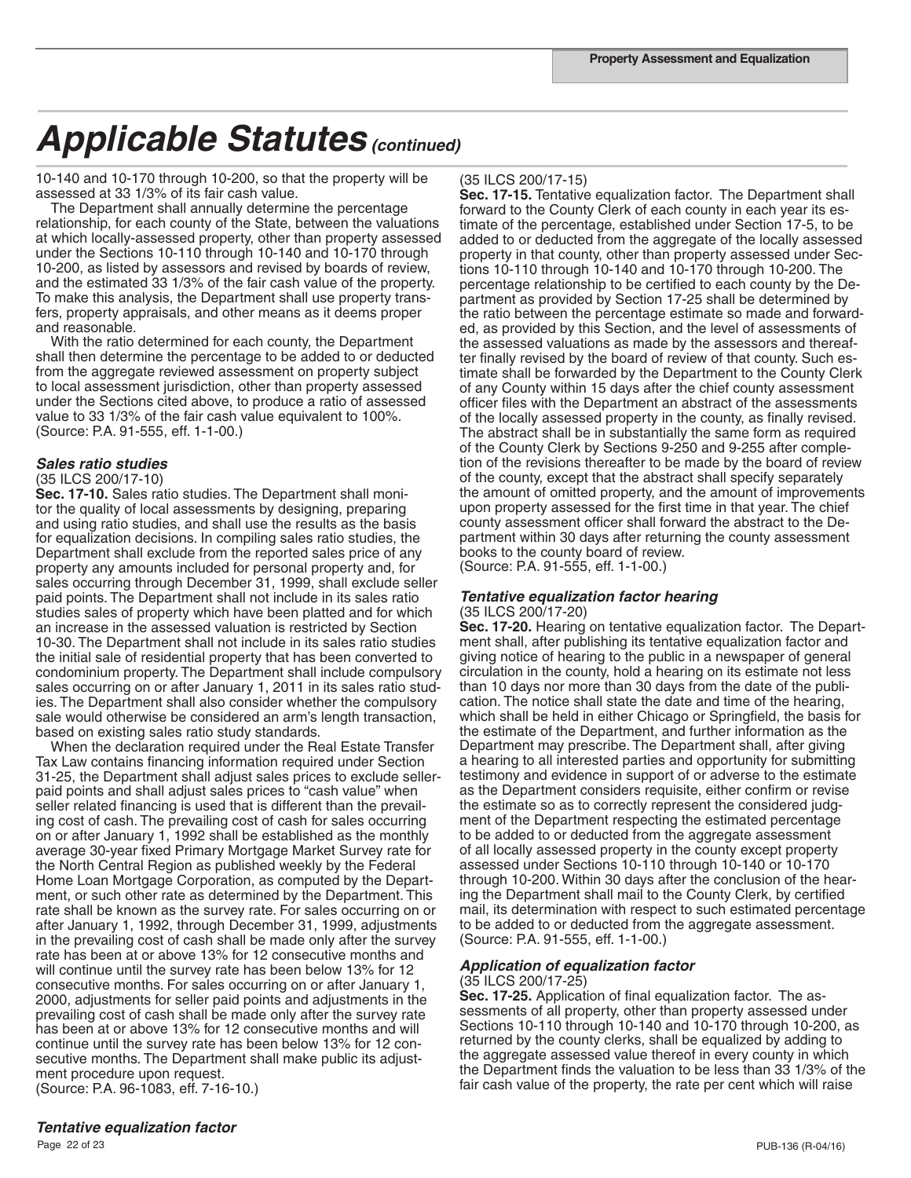# *Applicable Statutes (continued)*

10-140 and 10-170 through 10-200, so that the property will be assessed at 33 1/3% of its fair cash value.

The Department shall annually determine the percentage relationship, for each county of the State, between the valuations at which locally-assessed property, other than property assessed under the Sections 10-110 through 10-140 and 10-170 through 10-200, as listed by assessors and revised by boards of review, and the estimated 33 1/3% of the fair cash value of the property. To make this analysis, the Department shall use property transfers, property appraisals, and other means as it deems proper and reasonable.

With the ratio determined for each county, the Department shall then determine the percentage to be added to or deducted from the aggregate reviewed assessment on property subject to local assessment jurisdiction, other than property assessed under the Sections cited above, to produce a ratio of assessed value to 33 1/3% of the fair cash value equivalent to 100%. (Source: P.A. 91-555, eff. 1-1-00.)

### *Sales ratio studies*

(35 ILCS 200/17-10)

**Sec. 17-10.** Sales ratio studies. The Department shall monitor the quality of local assessments by designing, preparing and using ratio studies, and shall use the results as the basis for equalization decisions. In compiling sales ratio studies, the Department shall exclude from the reported sales price of any property any amounts included for personal property and, for sales occurring through December 31, 1999, shall exclude seller paid points. The Department shall not include in its sales ratio studies sales of property which have been platted and for which an increase in the assessed valuation is restricted by Section 10-30. The Department shall not include in its sales ratio studies the initial sale of residential property that has been converted to condominium property. The Department shall include compulsory sales occurring on or after January 1, 2011 in its sales ratio studies. The Department shall also consider whether the compulsory sale would otherwise be considered an arm's length transaction, based on existing sales ratio study standards.

When the declaration required under the Real Estate Transfer Tax Law contains financing information required under Section 31-25, the Department shall adjust sales prices to exclude seller-paid points and shall adjust sales prices to "cash value" when seller related financing is used that is different than the prevailing cost of cash. The prevailing cost of cash for sales occurring on or after January 1, 1992 shall be established as the monthly average 30-year fixed Primary Mortgage Market Survey rate for the North Central Region as published weekly by the Federal Home Loan Mortgage Corporation, as computed by the Department, or such other rate as determined by the Department. This rate shall be known as the survey rate. For sales occurring on or after January 1, 1992, through December 31, 1999, adjustments in the prevailing cost of cash shall be made only after the survey rate has been at or above 13% for 12 consecutive months and will continue until the survey rate has been below 13% for 12 consecutive months. For sales occurring on or after January 1, 2000, adjustments for seller paid points and adjustments in the prevailing cost of cash shall be made only after the survey rate has been at or above 13% for 12 consecutive months and will continue until the survey rate has been below 13% for 12 consecutive months. The Department shall make public its adjustment procedure upon request.
(Source: P.A. 96-1083, eff. 7-16-10.)

### *Tentative equalization factor*

(35 ILCS 200/17-15)

**Sec. 17-15.** Tentative equalization factor. The Department shall forward to the County Clerk of each county in each year its estimate of the percentage, established under Section 17-5, to be added to or deducted from the aggregate of the locally assessed property in that county, other than property assessed under Sections 10-110 through 10-140 and 10-170 through 10-200. The percentage relationship to be certified to each county by the Department as provided by Section 17-25 shall be determined by the ratio between the percentage estimate so made and forwarded, as provided by this Section, and the level of assessments of the assessed valuations as made by the assessors and thereafter finally revised by the board of review of that county. Such estimate shall be forwarded by the Department to the County Clerk of any County within 15 days after the chief county assessment officer files with the Department an abstract of the assessments of the locally assessed property in the county, as finally revised. The abstract shall be in substantially the same form as required of the County Clerk by Sections 9-250 and 9-255 after completion of the revisions thereafter to be made by the board of review of the county, except that the abstract shall specify separately the amount of omitted property, and the amount of improvements upon property assessed for the first time in that year. The chief county assessment officer shall forward the abstract to the Department within 30 days after returning the county assessment books to the county board of review.
(Source: P.A. 91-555, eff. 1-1-00.)

### *Tentative equalization factor hearing*

(35 ILCS 200/17-20)

**Sec. 17-20.** Hearing on tentative equalization factor. The Department shall, after publishing its tentative equalization factor and giving notice of hearing to the public in a newspaper of general circulation in the county, hold a hearing on its estimate not less than 10 days nor more than 30 days from the date of the publication. The notice shall state the date and time of the hearing, which shall be held in either Chicago or Springfield, the basis for the estimate of the Department, and further information as the Department may prescribe. The Department shall, after giving a hearing to all interested parties and opportunity for submitting testimony and evidence in support of or adverse to the estimate as the Department considers requisite, either confirm or revise the estimate so as to correctly represent the considered judgment of the Department respecting the estimated percentage to be added to or deducted from the aggregate assessment of all locally assessed property in the county except property assessed under Sections 10-110 through 10-140 or 10-170 through 10-200. Within 30 days after the conclusion of the hearing the Department shall mail to the County Clerk, by certified mail, its determination with respect to such estimated percentage to be added to or deducted from the aggregate assessment.
(Source: P.A. 91-555, eff. 1-1-00.)

### *Application of equalization factor*

(35 ILCS 200/17-25)

**Sec. 17-25.** Application of final equalization factor. The assessments of all property, other than property assessed under Sections 10-110 through 10-140 and 10-170 through 10-200, as returned by the county clerks, shall be equalized by adding to the aggregate assessed value thereof in every county in which the Department finds the valuation to be less than 33 1/3% of the fair cash value of the property, the rate per cent which will raise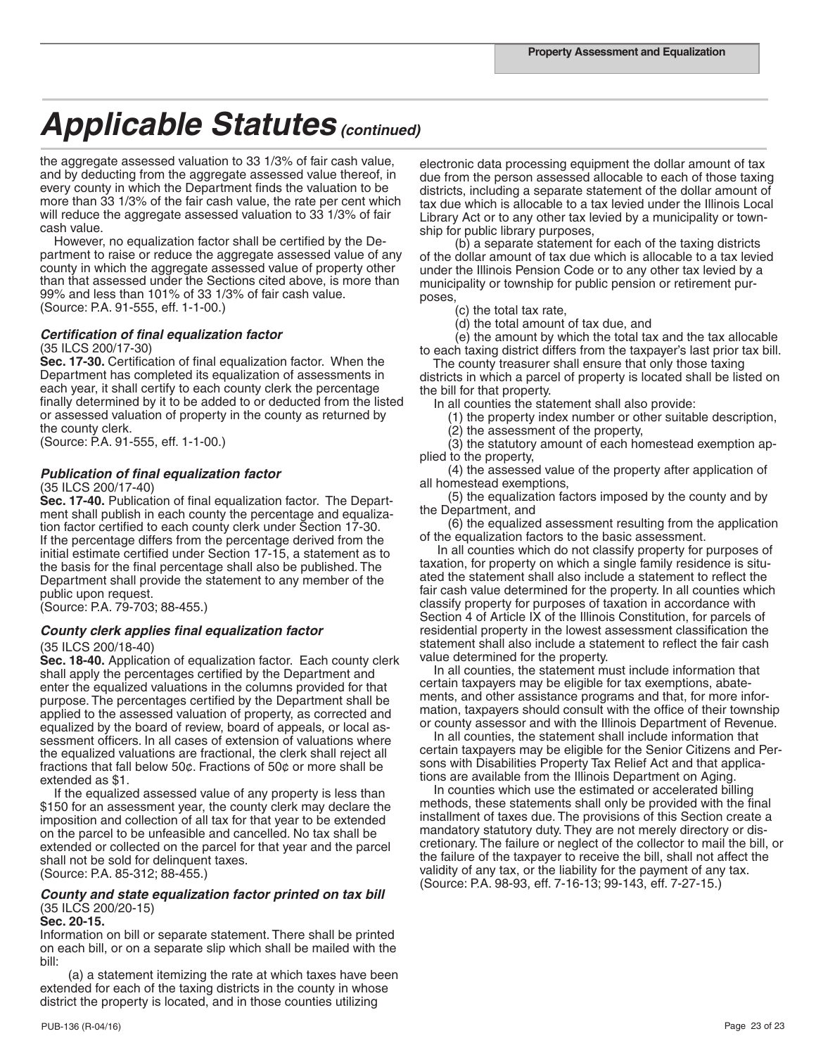## Applicable Statutes *(continued)*

the aggregate assessed valuation to 33 1/3% of fair cash value, and by deducting from the aggregate assessed value thereof, in every county in which the Department finds the valuation to be more than 33 1/3% of the fair cash value, the rate per cent which will reduce the aggregate assessed valuation to 33 1/3% of fair cash value.

However, no equalization factor shall be certified by the Department to raise or reduce the aggregate assessed value of any county in which the aggregate assessed value of property other than that assessed under the Sections cited above, is more than 99% and less than 101% of 33 1/3% of fair cash value.
(Source: P.A. 91-555, eff. 1-1-00.)

### *Certification of final equalization factor*

(35 ILCS 200/17-30)
**Sec. 17-30.** Certification of final equalization factor. When the Department has completed its equalization of assessments in each year, it shall certify to each county clerk the percentage finally determined by it to be added to or deducted from the listed or assessed valuation of property in the county as returned by the county clerk.
(Source: P.A. 91-555, eff. 1-1-00.)

### *Publication of final equalization factor*

(35 ILCS 200/17-40)
**Sec. 17-40.** Publication of final equalization factor. The Department shall publish in each county the percentage and equalization factor certified to each county clerk under Section 17-30. If the percentage differs from the percentage derived from the initial estimate certified under Section 17-15, a statement as to the basis for the final percentage shall also be published. The Department shall provide the statement to any member of the public upon request.
(Source: P.A. 79-703; 88-455.)

### *County clerk applies final equalization factor*

(35 ILCS 200/18-40)
**Sec. 18-40.** Application of equalization factor. Each county clerk shall apply the percentages certified by the Department and enter the equalized valuations in the columns provided for that purpose. The percentages certified by the Department shall be applied to the assessed valuation of property, as corrected and equalized by the board of review, board of appeals, or local assessment officers. In all cases of extension of valuations where the equalized valuations are fractional, the clerk shall reject all fractions that fall below 50¢. Fractions of 50¢ or more shall be extended as $1.

If the equalized assessed value of any property is less than $150 for an assessment year, the county clerk may declare the imposition and collection of all tax for that year to be extended on the parcel to be unfeasible and cancelled. No tax shall be extended or collected on the parcel for that year and the parcel shall not be sold for delinquent taxes.
(Source: P.A. 85-312; 88-455.)

### *County and state equalization factor printed on tax bill*

(35 ILCS 200/20-15)
**Sec. 20-15.**
Information on bill or separate statement. There shall be printed on each bill, or on a separate slip which shall be mailed with the bill:

(a) a statement itemizing the rate at which taxes have been extended for each of the taxing districts in the county in whose district the property is located, and in those counties utilizing electronic data processing equipment the dollar amount of tax due from the person assessed allocable to each of those taxing districts, including a separate statement of the dollar amount of tax due which is allocable to a tax levied under the Illinois Local Library Act or to any other tax levied by a municipality or township for public library purposes,

(b) a separate statement for each of the taxing districts of the dollar amount of tax due which is allocable to a tax levied under the Illinois Pension Code or to any other tax levied by a municipality or township for public pension or retirement purposes,

(c) the total tax rate,

(d) the total amount of tax due, and

(e) the amount by which the total tax and the tax allocable to each taxing district differs from the taxpayer's last prior tax bill.

The county treasurer shall ensure that only those taxing districts in which a parcel of property is located shall be listed on the bill for that property.

In all counties the statement shall also provide:

(1) the property index number or other suitable description,

(2) the assessment of the property,

(3) the statutory amount of each homestead exemption applied to the property,

(4) the assessed value of the property after application of all homestead exemptions,

(5) the equalization factors imposed by the county and by the Department, and

(6) the equalized assessment resulting from the application of the equalization factors to the basic assessment.

In all counties which do not classify property for purposes of taxation, for property on which a single family residence is situated the statement shall also include a statement to reflect the fair cash value determined for the property. In all counties which classify property for purposes of taxation in accordance with Section 4 of Article IX of the Illinois Constitution, for parcels of residential property in the lowest assessment classification the statement shall also include a statement to reflect the fair cash value determined for the property.

In all counties, the statement must include information that certain taxpayers may be eligible for tax exemptions, abatements, and other assistance programs and that, for more information, taxpayers should consult with the office of their township or county assessor and with the Illinois Department of Revenue.

In all counties, the statement shall include information that certain taxpayers may be eligible for the Senior Citizens and Persons with Disabilities Property Tax Relief Act and that applications are available from the Illinois Department on Aging.

In counties which use the estimated or accelerated billing methods, these statements shall only be provided with the final installment of taxes due. The provisions of this Section create a mandatory statutory duty. They are not merely directory or discretionary. The failure or neglect of the collector to mail the bill, or the failure of the taxpayer to receive the bill, shall not affect the validity of any tax, or the liability for the payment of any tax.
(Source: P.A. 98-93, eff. 7-16-13; 99-143, eff. 7-27-15.)